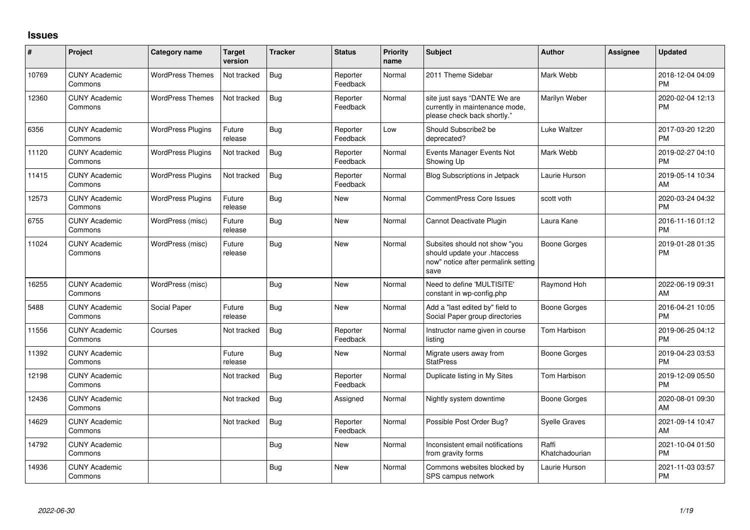# Issues

| # | Project | Category name | Target version | Tracker | Status | Priority name | Subject | Author | Assignee | Updated |
|---|---|---|---|---|---|---|---|---|---|---|
| 10769 | CUNY Academic Commons | WordPress Themes | Not tracked | Bug | Reporter Feedback | Normal | 2011 Theme Sidebar | Mark Webb | | 2018-12-04 04:09 PM |
| 12360 | CUNY Academic Commons | WordPress Themes | Not tracked | Bug | Reporter Feedback | Normal | site just says "DANTE We are currently in maintenance mode, please check back shortly." | Marilyn Weber | | 2020-02-04 12:13 PM |
| 6356 | CUNY Academic Commons | WordPress Plugins | Future release | Bug | Reporter Feedback | Low | Should Subscribe2 be deprecated? | Luke Waltzer | | 2017-03-20 12:20 PM |
| 11120 | CUNY Academic Commons | WordPress Plugins | Not tracked | Bug | Reporter Feedback | Normal | Events Manager Events Not Showing Up | Mark Webb | | 2019-02-27 04:10 PM |
| 11415 | CUNY Academic Commons | WordPress Plugins | Not tracked | Bug | Reporter Feedback | Normal | Blog Subscriptions in Jetpack | Laurie Hurson | | 2019-05-14 10:34 AM |
| 12573 | CUNY Academic Commons | WordPress Plugins | Future release | Bug | New | Normal | CommentPress Core Issues | scott voth | | 2020-03-24 04:32 PM |
| 6755 | CUNY Academic Commons | WordPress (misc) | Future release | Bug | New | Normal | Cannot Deactivate Plugin | Laura Kane | | 2016-11-16 01:12 PM |
| 11024 | CUNY Academic Commons | WordPress (misc) | Future release | Bug | New | Normal | Subsites should not show "you should update your .htaccess now" notice after permalink setting save | Boone Gorges | | 2019-01-28 01:35 PM |
| 16255 | CUNY Academic Commons | WordPress (misc) | | Bug | New | Normal | Need to define 'MULTISITE' constant in wp-config.php | Raymond Hoh | | 2022-06-19 09:31 AM |
| 5488 | CUNY Academic Commons | Social Paper | Future release | Bug | New | Normal | Add a "last edited by" field to Social Paper group directories | Boone Gorges | | 2016-04-21 10:05 PM |
| 11556 | CUNY Academic Commons | Courses | Not tracked | Bug | Reporter Feedback | Normal | Instructor name given in course listing | Tom Harbison | | 2019-06-25 04:12 PM |
| 11392 | CUNY Academic Commons | | Future release | Bug | New | Normal | Migrate users away from StatPress | Boone Gorges | | 2019-04-23 03:53 PM |
| 12198 | CUNY Academic Commons | | Not tracked | Bug | Reporter Feedback | Normal | Duplicate listing in My Sites | Tom Harbison | | 2019-12-09 05:50 PM |
| 12436 | CUNY Academic Commons | | Not tracked | Bug | Assigned | Normal | Nightly system downtime | Boone Gorges | | 2020-08-01 09:30 AM |
| 14629 | CUNY Academic Commons | | Not tracked | Bug | Reporter Feedback | Normal | Possible Post Order Bug? | Syelle Graves | | 2021-09-14 10:47 AM |
| 14792 | CUNY Academic Commons | | | Bug | New | Normal | Inconsistent email notifications from gravity forms | Raffi Khatchadourian | | 2021-10-04 01:50 PM |
| 14936 | CUNY Academic Commons | | | Bug | New | Normal | Commons websites blocked by SPS campus network | Laurie Hurson | | 2021-11-03 03:57 PM |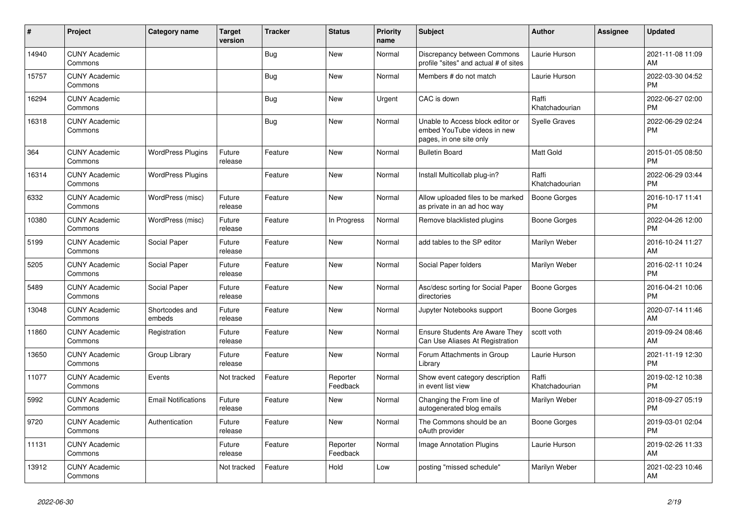| # | Project | Category name | Target version | Tracker | Status | Priority name | Subject | Author | Assignee | Updated |
|---|---|---|---|---|---|---|---|---|---|---|
| 14940 | CUNY Academic Commons | | | Bug | New | Normal | Discrepancy between Commons profile "sites" and actual # of sites | Laurie Hurson | | 2021-11-08 11:09 AM |
| 15757 | CUNY Academic Commons | | | Bug | New | Normal | Members # do not match | Laurie Hurson | | 2022-03-30 04:52 PM |
| 16294 | CUNY Academic Commons | | | Bug | New | Urgent | CAC is down | Raffi Khatchadourian | | 2022-06-27 02:00 PM |
| 16318 | CUNY Academic Commons | | | Bug | New | Normal | Unable to Access block editor or embed YouTube videos in new pages, in one site only | Syelle Graves | | 2022-06-29 02:24 PM |
| 364 | CUNY Academic Commons | WordPress Plugins | Future release | Feature | New | Normal | Bulletin Board | Matt Gold | | 2015-01-05 08:50 PM |
| 16314 | CUNY Academic Commons | WordPress Plugins | | Feature | New | Normal | Install Multicollab plug-in? | Raffi Khatchadourian | | 2022-06-29 03:44 PM |
| 6332 | CUNY Academic Commons | WordPress (misc) | Future release | Feature | New | Normal | Allow uploaded files to be marked as private in an ad hoc way | Boone Gorges | | 2016-10-17 11:41 PM |
| 10380 | CUNY Academic Commons | WordPress (misc) | Future release | Feature | In Progress | Normal | Remove blacklisted plugins | Boone Gorges | | 2022-04-26 12:00 PM |
| 5199 | CUNY Academic Commons | Social Paper | Future release | Feature | New | Normal | add tables to the SP editor | Marilyn Weber | | 2016-10-24 11:27 AM |
| 5205 | CUNY Academic Commons | Social Paper | Future release | Feature | New | Normal | Social Paper folders | Marilyn Weber | | 2016-02-11 10:24 PM |
| 5489 | CUNY Academic Commons | Social Paper | Future release | Feature | New | Normal | Asc/desc sorting for Social Paper directories | Boone Gorges | | 2016-04-21 10:06 PM |
| 13048 | CUNY Academic Commons | Shortcodes and embeds | Future release | Feature | New | Normal | Jupyter Notebooks support | Boone Gorges | | 2020-07-14 11:46 AM |
| 11860 | CUNY Academic Commons | Registration | Future release | Feature | New | Normal | Ensure Students Are Aware They Can Use Aliases At Registration | scott voth | | 2019-09-24 08:46 AM |
| 13650 | CUNY Academic Commons | Group Library | Future release | Feature | New | Normal | Forum Attachments in Group Library | Laurie Hurson | | 2021-11-19 12:30 PM |
| 11077 | CUNY Academic Commons | Events | Not tracked | Feature | Reporter Feedback | Normal | Show event category description in event list view | Raffi Khatchadourian | | 2019-02-12 10:38 PM |
| 5992 | CUNY Academic Commons | Email Notifications | Future release | Feature | New | Normal | Changing the From line of autogenerated blog emails | Marilyn Weber | | 2018-09-27 05:19 PM |
| 9720 | CUNY Academic Commons | Authentication | Future release | Feature | New | Normal | The Commons should be an oAuth provider | Boone Gorges | | 2019-03-01 02:04 PM |
| 11131 | CUNY Academic Commons | | Future release | Feature | Reporter Feedback | Normal | Image Annotation Plugins | Laurie Hurson | | 2019-02-26 11:33 AM |
| 13912 | CUNY Academic Commons | | Not tracked | Feature | Hold | Low | posting "missed schedule" | Marilyn Weber | | 2021-02-23 10:46 AM |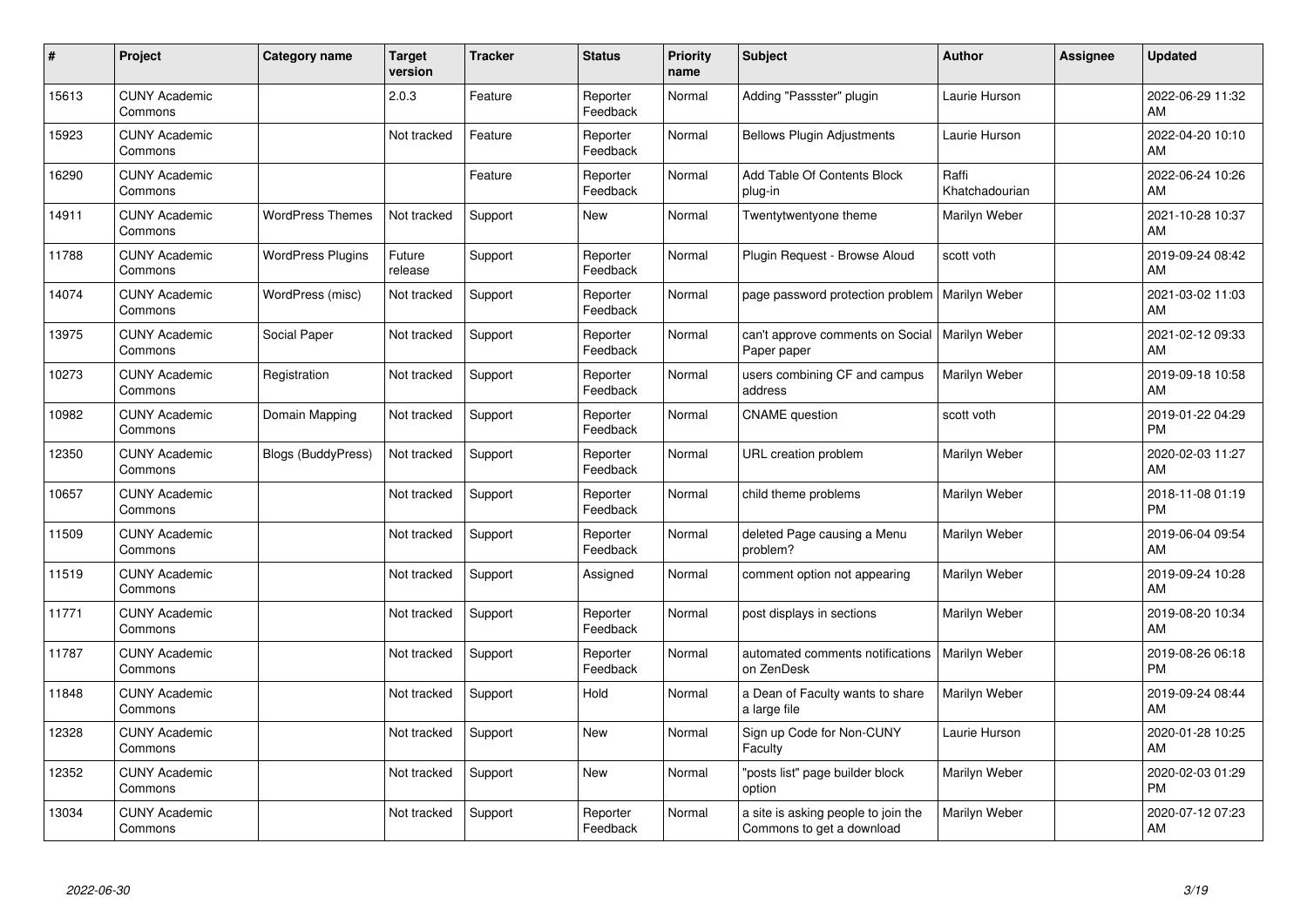| # | Project | Category name | Target version | Tracker | Status | Priority name | Subject | Author | Assignee | Updated |
|---|---|---|---|---|---|---|---|---|---|---|
| 15613 | CUNY Academic Commons | | 2.0.3 | Feature | Reporter Feedback | Normal | Adding "Passster" plugin | Laurie Hurson | | 2022-06-29 11:32 AM |
| 15923 | CUNY Academic Commons | | Not tracked | Feature | Reporter Feedback | Normal | Bellows Plugin Adjustments | Laurie Hurson | | 2022-04-20 10:10 AM |
| 16290 | CUNY Academic Commons | | | Feature | Reporter Feedback | Normal | Add Table Of Contents Block plug-in | Raffi Khatchadourian | | 2022-06-24 10:26 AM |
| 14911 | CUNY Academic Commons | WordPress Themes | Not tracked | Support | New | Normal | Twentytwentyone theme | Marilyn Weber | | 2021-10-28 10:37 AM |
| 11788 | CUNY Academic Commons | WordPress Plugins | Future release | Support | Reporter Feedback | Normal | Plugin Request - Browse Aloud | scott voth | | 2019-09-24 08:42 AM |
| 14074 | CUNY Academic Commons | WordPress (misc) | Not tracked | Support | Reporter Feedback | Normal | page password protection problem | Marilyn Weber | | 2021-03-02 11:03 AM |
| 13975 | CUNY Academic Commons | Social Paper | Not tracked | Support | Reporter Feedback | Normal | can't approve comments on Social Paper paper | Marilyn Weber | | 2021-02-12 09:33 AM |
| 10273 | CUNY Academic Commons | Registration | Not tracked | Support | Reporter Feedback | Normal | users combining CF and campus address | Marilyn Weber | | 2019-09-18 10:58 AM |
| 10982 | CUNY Academic Commons | Domain Mapping | Not tracked | Support | Reporter Feedback | Normal | CNAME question | scott voth | | 2019-01-22 04:29 PM |
| 12350 | CUNY Academic Commons | Blogs (BuddyPress) | Not tracked | Support | Reporter Feedback | Normal | URL creation problem | Marilyn Weber | | 2020-02-03 11:27 AM |
| 10657 | CUNY Academic Commons | | Not tracked | Support | Reporter Feedback | Normal | child theme problems | Marilyn Weber | | 2018-11-08 01:19 PM |
| 11509 | CUNY Academic Commons | | Not tracked | Support | Reporter Feedback | Normal | deleted Page causing a Menu problem? | Marilyn Weber | | 2019-06-04 09:54 AM |
| 11519 | CUNY Academic Commons | | Not tracked | Support | Assigned | Normal | comment option not appearing | Marilyn Weber | | 2019-09-24 10:28 AM |
| 11771 | CUNY Academic Commons | | Not tracked | Support | Reporter Feedback | Normal | post displays in sections | Marilyn Weber | | 2019-08-20 10:34 AM |
| 11787 | CUNY Academic Commons | | Not tracked | Support | Reporter Feedback | Normal | automated comments notifications on ZenDesk | Marilyn Weber | | 2019-08-26 06:18 PM |
| 11848 | CUNY Academic Commons | | Not tracked | Support | Hold | Normal | a Dean of Faculty wants to share a large file | Marilyn Weber | | 2019-09-24 08:44 AM |
| 12328 | CUNY Academic Commons | | Not tracked | Support | New | Normal | Sign up Code for Non-CUNY Faculty | Laurie Hurson | | 2020-01-28 10:25 AM |
| 12352 | CUNY Academic Commons | | Not tracked | Support | New | Normal | "posts list" page builder block option | Marilyn Weber | | 2020-02-03 01:29 PM |
| 13034 | CUNY Academic Commons | | Not tracked | Support | Reporter Feedback | Normal | a site is asking people to join the Commons to get a download | Marilyn Weber | | 2020-07-12 07:23 AM |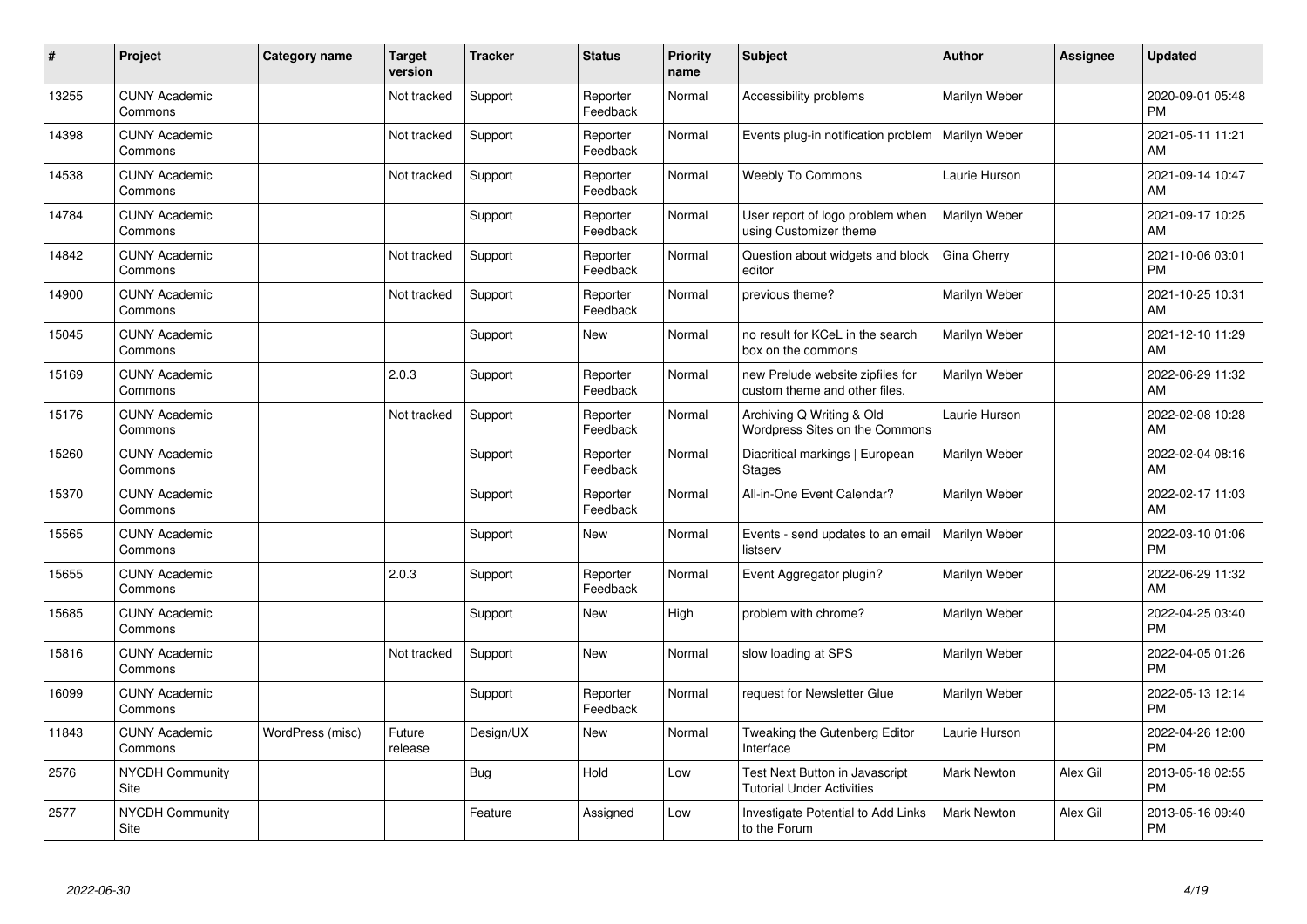| # | Project | Category name | Target version | Tracker | Status | Priority name | Subject | Author | Assignee | Updated |
|---|---|---|---|---|---|---|---|---|---|---|
| 13255 | CUNY Academic Commons | | Not tracked | Support | Reporter Feedback | Normal | Accessibility problems | Marilyn Weber | | 2020-09-01 05:48 PM |
| 14398 | CUNY Academic Commons | | Not tracked | Support | Reporter Feedback | Normal | Events plug-in notification problem | Marilyn Weber | | 2021-05-11 11:21 AM |
| 14538 | CUNY Academic Commons | | Not tracked | Support | Reporter Feedback | Normal | Weebly To Commons | Laurie Hurson | | 2021-09-14 10:47 AM |
| 14784 | CUNY Academic Commons | | | Support | Reporter Feedback | Normal | User report of logo problem when using Customizer theme | Marilyn Weber | | 2021-09-17 10:25 AM |
| 14842 | CUNY Academic Commons | | Not tracked | Support | Reporter Feedback | Normal | Question about widgets and block editor | Gina Cherry | | 2021-10-06 03:01 PM |
| 14900 | CUNY Academic Commons | | Not tracked | Support | Reporter Feedback | Normal | previous theme? | Marilyn Weber | | 2021-10-25 10:31 AM |
| 15045 | CUNY Academic Commons | | | Support | New | Normal | no result for KCeL in the search box on the commons | Marilyn Weber | | 2021-12-10 11:29 AM |
| 15169 | CUNY Academic Commons | | 2.0.3 | Support | Reporter Feedback | Normal | new Prelude website zipfiles for custom theme and other files. | Marilyn Weber | | 2022-06-29 11:32 AM |
| 15176 | CUNY Academic Commons | | Not tracked | Support | Reporter Feedback | Normal | Archiving Q Writing & Old Wordpress Sites on the Commons | Laurie Hurson | | 2022-02-08 10:28 AM |
| 15260 | CUNY Academic Commons | | | Support | Reporter Feedback | Normal | Diacritical markings \| European Stages | Marilyn Weber | | 2022-02-04 08:16 AM |
| 15370 | CUNY Academic Commons | | | Support | Reporter Feedback | Normal | All-in-One Event Calendar? | Marilyn Weber | | 2022-02-17 11:03 AM |
| 15565 | CUNY Academic Commons | | | Support | New | Normal | Events - send updates to an email listserv | Marilyn Weber | | 2022-03-10 01:06 PM |
| 15655 | CUNY Academic Commons | | 2.0.3 | Support | Reporter Feedback | Normal | Event Aggregator plugin? | Marilyn Weber | | 2022-06-29 11:32 AM |
| 15685 | CUNY Academic Commons | | | Support | New | High | problem with chrome? | Marilyn Weber | | 2022-04-25 03:40 PM |
| 15816 | CUNY Academic Commons | | Not tracked | Support | New | Normal | slow loading at SPS | Marilyn Weber | | 2022-04-05 01:26 PM |
| 16099 | CUNY Academic Commons | | | Support | Reporter Feedback | Normal | request for Newsletter Glue | Marilyn Weber | | 2022-05-13 12:14 PM |
| 11843 | CUNY Academic Commons | WordPress (misc) | Future release | Design/UX | New | Normal | Tweaking the Gutenberg Editor Interface | Laurie Hurson | | 2022-04-26 12:00 PM |
| 2576 | NYCDH Community Site | | | Bug | Hold | Low | Test Next Button in Javascript Tutorial Under Activities | Mark Newton | Alex Gil | 2013-05-18 02:55 PM |
| 2577 | NYCDH Community Site | | | Feature | Assigned | Low | Investigate Potential to Add Links to the Forum | Mark Newton | Alex Gil | 2013-05-16 09:40 PM |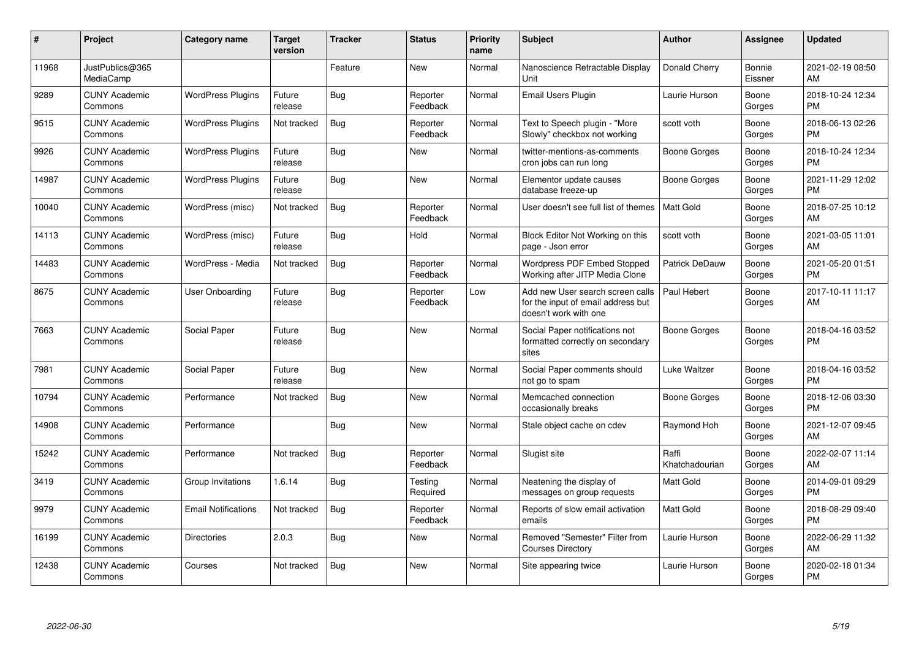| # | Project | Category name | Target version | Tracker | Status | Priority name | Subject | Author | Assignee | Updated |
|---|---|---|---|---|---|---|---|---|---|---|
| 11968 | JustPublics@365 MediaCamp | | | Feature | New | Normal | Nanoscience Retractable Display Unit | Donald Cherry | Bonnie Eissner | 2021-02-19 08:50 AM |
| 9289 | CUNY Academic Commons | WordPress Plugins | Future release | Bug | Reporter Feedback | Normal | Email Users Plugin | Laurie Hurson | Boone Gorges | 2018-10-24 12:34 PM |
| 9515 | CUNY Academic Commons | WordPress Plugins | Not tracked | Bug | Reporter Feedback | Normal | Text to Speech plugin - "More Slowly" checkbox not working | scott voth | Boone Gorges | 2018-06-13 02:26 PM |
| 9926 | CUNY Academic Commons | WordPress Plugins | Future release | Bug | New | Normal | twitter-mentions-as-comments cron jobs can run long | Boone Gorges | Boone Gorges | 2018-10-24 12:34 PM |
| 14987 | CUNY Academic Commons | WordPress Plugins | Future release | Bug | New | Normal | Elementor update causes database freeze-up | Boone Gorges | Boone Gorges | 2021-11-29 12:02 PM |
| 10040 | CUNY Academic Commons | WordPress (misc) | Not tracked | Bug | Reporter Feedback | Normal | User doesn't see full list of themes | Matt Gold | Boone Gorges | 2018-07-25 10:12 AM |
| 14113 | CUNY Academic Commons | WordPress (misc) | Future release | Bug | Hold | Normal | Block Editor Not Working on this page - Json error | scott voth | Boone Gorges | 2021-03-05 11:01 AM |
| 14483 | CUNY Academic Commons | WordPress - Media | Not tracked | Bug | Reporter Feedback | Normal | Wordpress PDF Embed Stopped Working after JITP Media Clone | Patrick DeDauw | Boone Gorges | 2021-05-20 01:51 PM |
| 8675 | CUNY Academic Commons | User Onboarding | Future release | Bug | Reporter Feedback | Low | Add new User search screen calls for the input of email address but doesn't work with one | Paul Hebert | Boone Gorges | 2017-10-11 11:17 AM |
| 7663 | CUNY Academic Commons | Social Paper | Future release | Bug | New | Normal | Social Paper notifications not formatted correctly on secondary sites | Boone Gorges | Boone Gorges | 2018-04-16 03:52 PM |
| 7981 | CUNY Academic Commons | Social Paper | Future release | Bug | New | Normal | Social Paper comments should not go to spam | Luke Waltzer | Boone Gorges | 2018-04-16 03:52 PM |
| 10794 | CUNY Academic Commons | Performance | Not tracked | Bug | New | Normal | Memcached connection occasionally breaks | Boone Gorges | Boone Gorges | 2018-12-06 03:30 PM |
| 14908 | CUNY Academic Commons | Performance | | Bug | New | Normal | Stale object cache on cdev | Raymond Hoh | Boone Gorges | 2021-12-07 09:45 AM |
| 15242 | CUNY Academic Commons | Performance | Not tracked | Bug | Reporter Feedback | Normal | Slugist site | Raffi Khatchadourian | Boone Gorges | 2022-02-07 11:14 AM |
| 3419 | CUNY Academic Commons | Group Invitations | 1.6.14 | Bug | Testing Required | Normal | Neatening the display of messages on group requests | Matt Gold | Boone Gorges | 2014-09-01 09:29 PM |
| 9979 | CUNY Academic Commons | Email Notifications | Not tracked | Bug | Reporter Feedback | Normal | Reports of slow email activation emails | Matt Gold | Boone Gorges | 2018-08-29 09:40 PM |
| 16199 | CUNY Academic Commons | Directories | 2.0.3 | Bug | New | Normal | Removed "Semester" Filter from Courses Directory | Laurie Hurson | Boone Gorges | 2022-06-29 11:32 AM |
| 12438 | CUNY Academic Commons | Courses | Not tracked | Bug | New | Normal | Site appearing twice | Laurie Hurson | Boone Gorges | 2020-02-18 01:34 PM |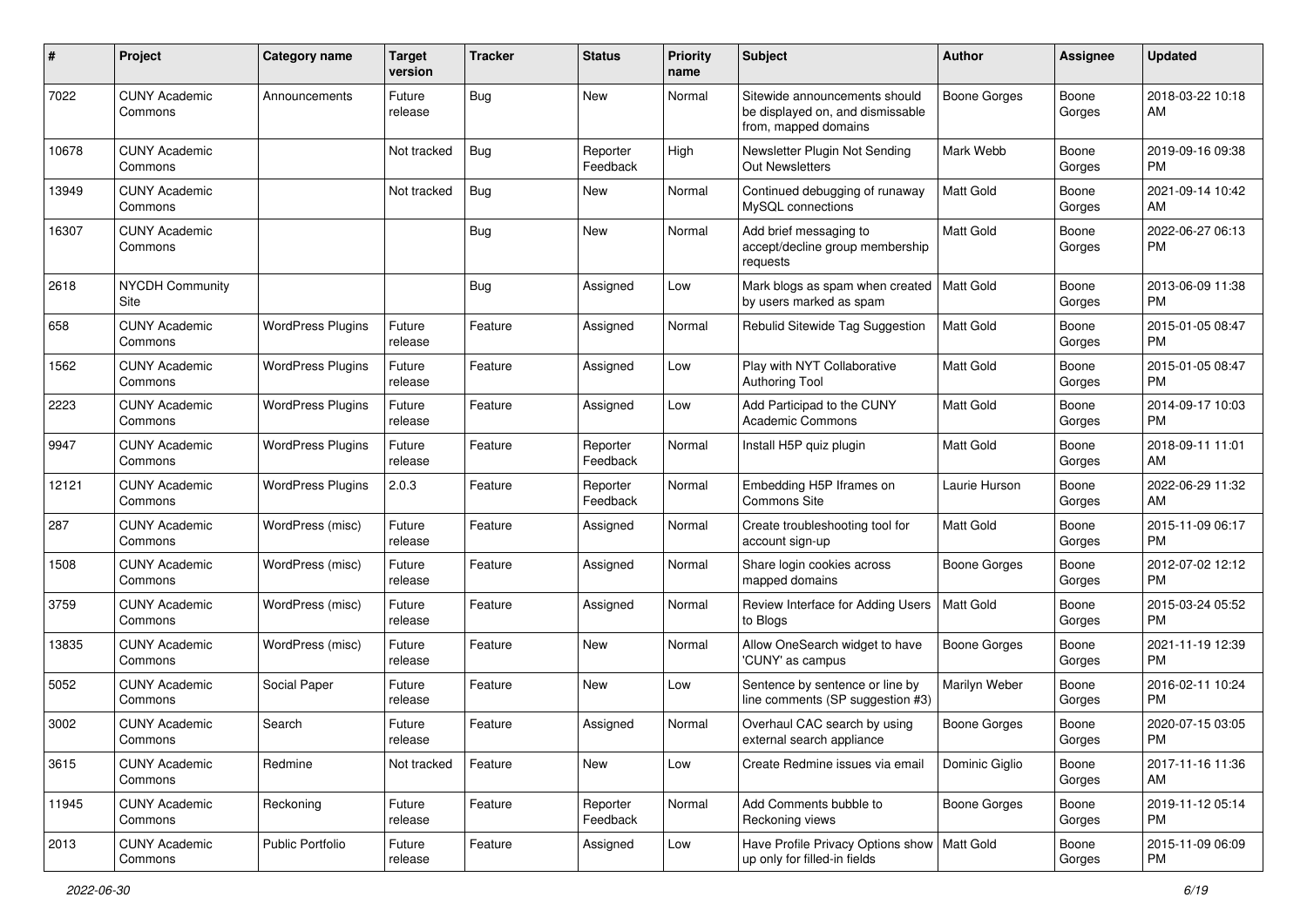| # | Project | Category name | Target version | Tracker | Status | Priority name | Subject | Author | Assignee | Updated |
|---|---|---|---|---|---|---|---|---|---|---|
| 7022 | CUNY Academic Commons | Announcements | Future release | Bug | New | Normal | Sitewide announcements should be displayed on, and dismissable from, mapped domains | Boone Gorges | Boone Gorges | 2018-03-22 10:18 AM |
| 10678 | CUNY Academic Commons | | Not tracked | Bug | Reporter Feedback | High | Newsletter Plugin Not Sending Out Newsletters | Mark Webb | Boone Gorges | 2019-09-16 09:38 PM |
| 13949 | CUNY Academic Commons | | Not tracked | Bug | New | Normal | Continued debugging of runaway MySQL connections | Matt Gold | Boone Gorges | 2021-09-14 10:42 AM |
| 16307 | CUNY Academic Commons | | | Bug | New | Normal | Add brief messaging to accept/decline group membership requests | Matt Gold | Boone Gorges | 2022-06-27 06:13 PM |
| 2618 | NYCDH Community Site | | | Bug | Assigned | Low | Mark blogs as spam when created by users marked as spam | Matt Gold | Boone Gorges | 2013-06-09 11:38 PM |
| 658 | CUNY Academic Commons | WordPress Plugins | Future release | Feature | Assigned | Normal | Rebulid Sitewide Tag Suggestion | Matt Gold | Boone Gorges | 2015-01-05 08:47 PM |
| 1562 | CUNY Academic Commons | WordPress Plugins | Future release | Feature | Assigned | Low | Play with NYT Collaborative Authoring Tool | Matt Gold | Boone Gorges | 2015-01-05 08:47 PM |
| 2223 | CUNY Academic Commons | WordPress Plugins | Future release | Feature | Assigned | Low | Add Participad to the CUNY Academic Commons | Matt Gold | Boone Gorges | 2014-09-17 10:03 PM |
| 9947 | CUNY Academic Commons | WordPress Plugins | Future release | Feature | Reporter Feedback | Normal | Install H5P quiz plugin | Matt Gold | Boone Gorges | 2018-09-11 11:01 AM |
| 12121 | CUNY Academic Commons | WordPress Plugins | 2.0.3 | Feature | Reporter Feedback | Normal | Embedding H5P Iframes on Commons Site | Laurie Hurson | Boone Gorges | 2022-06-29 11:32 AM |
| 287 | CUNY Academic Commons | WordPress (misc) | Future release | Feature | Assigned | Normal | Create troubleshooting tool for account sign-up | Matt Gold | Boone Gorges | 2015-11-09 06:17 PM |
| 1508 | CUNY Academic Commons | WordPress (misc) | Future release | Feature | Assigned | Normal | Share login cookies across mapped domains | Boone Gorges | Boone Gorges | 2012-07-02 12:12 PM |
| 3759 | CUNY Academic Commons | WordPress (misc) | Future release | Feature | Assigned | Normal | Review Interface for Adding Users to Blogs | Matt Gold | Boone Gorges | 2015-03-24 05:52 PM |
| 13835 | CUNY Academic Commons | WordPress (misc) | Future release | Feature | New | Normal | Allow OneSearch widget to have 'CUNY' as campus | Boone Gorges | Boone Gorges | 2021-11-19 12:39 PM |
| 5052 | CUNY Academic Commons | Social Paper | Future release | Feature | New | Low | Sentence by sentence or line by line comments (SP suggestion #3) | Marilyn Weber | Boone Gorges | 2016-02-11 10:24 PM |
| 3002 | CUNY Academic Commons | Search | Future release | Feature | Assigned | Normal | Overhaul CAC search by using external search appliance | Boone Gorges | Boone Gorges | 2020-07-15 03:05 PM |
| 3615 | CUNY Academic Commons | Redmine | Not tracked | Feature | New | Low | Create Redmine issues via email | Dominic Giglio | Boone Gorges | 2017-11-16 11:36 AM |
| 11945 | CUNY Academic Commons | Reckoning | Future release | Feature | Reporter Feedback | Normal | Add Comments bubble to Reckoning views | Boone Gorges | Boone Gorges | 2019-11-12 05:14 PM |
| 2013 | CUNY Academic Commons | Public Portfolio | Future release | Feature | Assigned | Low | Have Profile Privacy Options show up only for filled-in fields | Matt Gold | Boone Gorges | 2015-11-09 06:09 PM |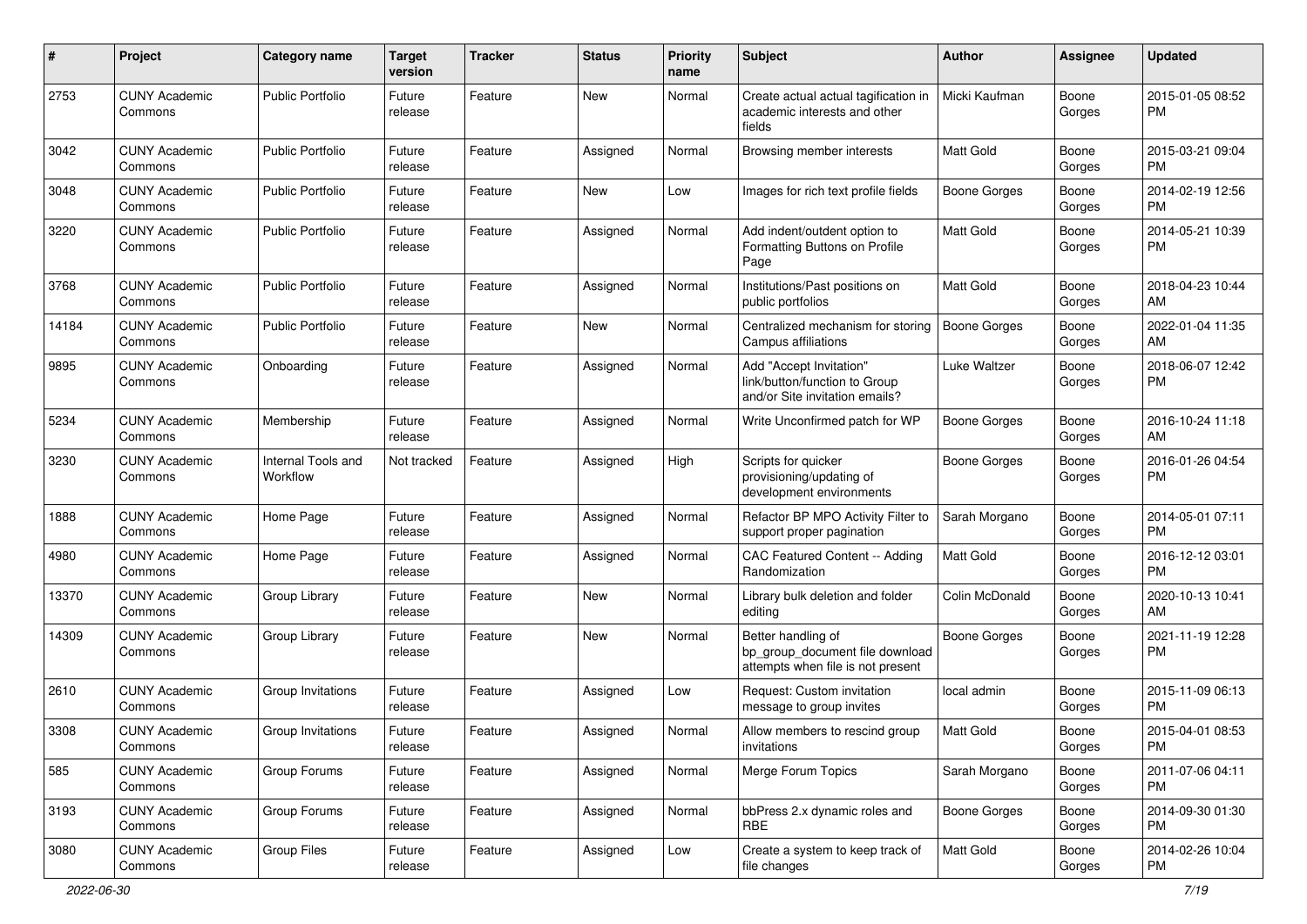| # | Project | Category name | Target version | Tracker | Status | Priority name | Subject | Author | Assignee | Updated |
|---|---|---|---|---|---|---|---|---|---|---|
| 2753 | CUNY Academic Commons | Public Portfolio | Future release | Feature | New | Normal | Create actual actual tagification in academic interests and other fields | Micki Kaufman | Boone Gorges | 2015-01-05 08:52 PM |
| 3042 | CUNY Academic Commons | Public Portfolio | Future release | Feature | Assigned | Normal | Browsing member interests | Matt Gold | Boone Gorges | 2015-03-21 09:04 PM |
| 3048 | CUNY Academic Commons | Public Portfolio | Future release | Feature | New | Low | Images for rich text profile fields | Boone Gorges | Boone Gorges | 2014-02-19 12:56 PM |
| 3220 | CUNY Academic Commons | Public Portfolio | Future release | Feature | Assigned | Normal | Add indent/outdent option to Formatting Buttons on Profile Page | Matt Gold | Boone Gorges | 2014-05-21 10:39 PM |
| 3768 | CUNY Academic Commons | Public Portfolio | Future release | Feature | Assigned | Normal | Institutions/Past positions on public portfolios | Matt Gold | Boone Gorges | 2018-04-23 10:44 AM |
| 14184 | CUNY Academic Commons | Public Portfolio | Future release | Feature | New | Normal | Centralized mechanism for storing Campus affiliations | Boone Gorges | Boone Gorges | 2022-01-04 11:35 AM |
| 9895 | CUNY Academic Commons | Onboarding | Future release | Feature | Assigned | Normal | Add "Accept Invitation" link/button/function to Group and/or Site invitation emails? | Luke Waltzer | Boone Gorges | 2018-06-07 12:42 PM |
| 5234 | CUNY Academic Commons | Membership | Future release | Feature | Assigned | Normal | Write Unconfirmed patch for WP | Boone Gorges | Boone Gorges | 2016-10-24 11:18 AM |
| 3230 | CUNY Academic Commons | Internal Tools and Workflow | Not tracked | Feature | Assigned | High | Scripts for quicker provisioning/updating of development environments | Boone Gorges | Boone Gorges | 2016-01-26 04:54 PM |
| 1888 | CUNY Academic Commons | Home Page | Future release | Feature | Assigned | Normal | Refactor BP MPO Activity Filter to support proper pagination | Sarah Morgano | Boone Gorges | 2014-05-01 07:11 PM |
| 4980 | CUNY Academic Commons | Home Page | Future release | Feature | Assigned | Normal | CAC Featured Content -- Adding Randomization | Matt Gold | Boone Gorges | 2016-12-12 03:01 PM |
| 13370 | CUNY Academic Commons | Group Library | Future release | Feature | New | Normal | Library bulk deletion and folder editing | Colin McDonald | Boone Gorges | 2020-10-13 10:41 AM |
| 14309 | CUNY Academic Commons | Group Library | Future release | Feature | New | Normal | Better handling of bp_group_document file download attempts when file is not present | Boone Gorges | Boone Gorges | 2021-11-19 12:28 PM |
| 2610 | CUNY Academic Commons | Group Invitations | Future release | Feature | Assigned | Low | Request: Custom invitation message to group invites | local admin | Boone Gorges | 2015-11-09 06:13 PM |
| 3308 | CUNY Academic Commons | Group Invitations | Future release | Feature | Assigned | Normal | Allow members to rescind group invitations | Matt Gold | Boone Gorges | 2015-04-01 08:53 PM |
| 585 | CUNY Academic Commons | Group Forums | Future release | Feature | Assigned | Normal | Merge Forum Topics | Sarah Morgano | Boone Gorges | 2011-07-06 04:11 PM |
| 3193 | CUNY Academic Commons | Group Forums | Future release | Feature | Assigned | Normal | bbPress 2.x dynamic roles and RBE | Boone Gorges | Boone Gorges | 2014-09-30 01:30 PM |
| 3080 | CUNY Academic Commons | Group Files | Future release | Feature | Assigned | Low | Create a system to keep track of file changes | Matt Gold | Boone Gorges | 2014-02-26 10:04 PM |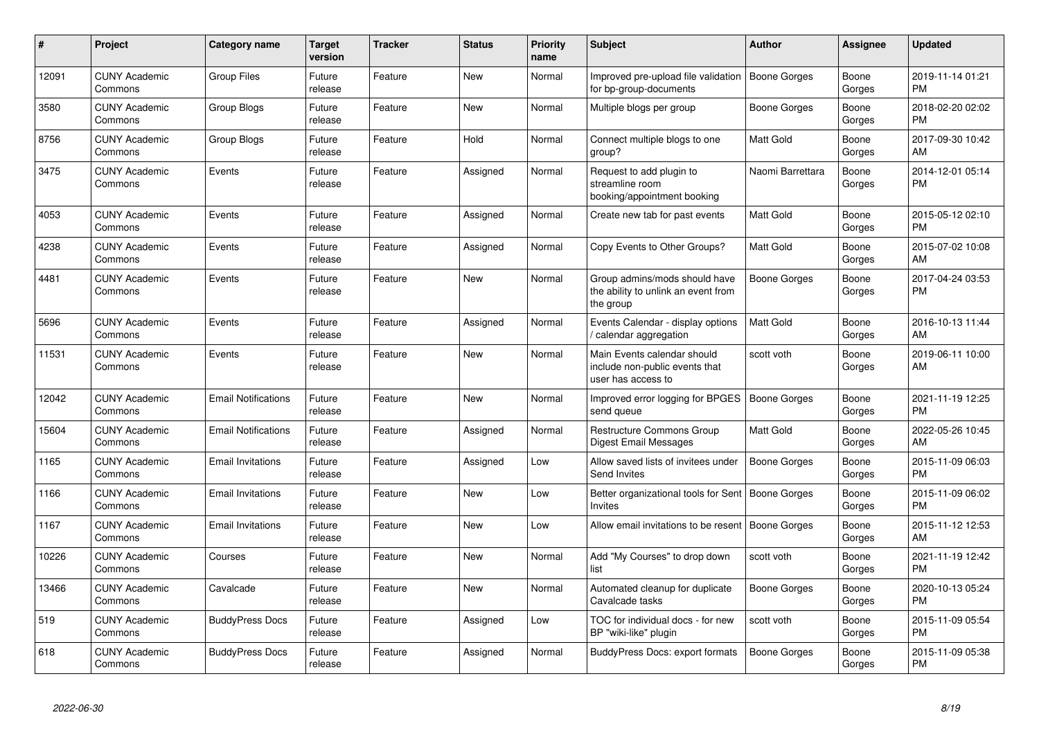| # | Project | Category name | Target version | Tracker | Status | Priority name | Subject | Author | Assignee | Updated |
|---|---|---|---|---|---|---|---|---|---|---|
| 12091 | CUNY Academic Commons | Group Files | Future release | Feature | New | Normal | Improved pre-upload file validation for bp-group-documents | Boone Gorges | Boone Gorges | 2019-11-14 01:21 PM |
| 3580 | CUNY Academic Commons | Group Blogs | Future release | Feature | New | Normal | Multiple blogs per group | Boone Gorges | Boone Gorges | 2018-02-20 02:02 PM |
| 8756 | CUNY Academic Commons | Group Blogs | Future release | Feature | Hold | Normal | Connect multiple blogs to one group? | Matt Gold | Boone Gorges | 2017-09-30 10:42 AM |
| 3475 | CUNY Academic Commons | Events | Future release | Feature | Assigned | Normal | Request to add plugin to streamline room booking/appointment booking | Naomi Barrettara | Boone Gorges | 2014-12-01 05:14 PM |
| 4053 | CUNY Academic Commons | Events | Future release | Feature | Assigned | Normal | Create new tab for past events | Matt Gold | Boone Gorges | 2015-05-12 02:10 PM |
| 4238 | CUNY Academic Commons | Events | Future release | Feature | Assigned | Normal | Copy Events to Other Groups? | Matt Gold | Boone Gorges | 2015-07-02 10:08 AM |
| 4481 | CUNY Academic Commons | Events | Future release | Feature | New | Normal | Group admins/mods should have the ability to unlink an event from the group | Boone Gorges | Boone Gorges | 2017-04-24 03:53 PM |
| 5696 | CUNY Academic Commons | Events | Future release | Feature | Assigned | Normal | Events Calendar - display options / calendar aggregation | Matt Gold | Boone Gorges | 2016-10-13 11:44 AM |
| 11531 | CUNY Academic Commons | Events | Future release | Feature | New | Normal | Main Events calendar should include non-public events that user has access to | scott voth | Boone Gorges | 2019-06-11 10:00 AM |
| 12042 | CUNY Academic Commons | Email Notifications | Future release | Feature | New | Normal | Improved error logging for BPGES send queue | Boone Gorges | Boone Gorges | 2021-11-19 12:25 PM |
| 15604 | CUNY Academic Commons | Email Notifications | Future release | Feature | Assigned | Normal | Restructure Commons Group Digest Email Messages | Matt Gold | Boone Gorges | 2022-05-26 10:45 AM |
| 1165 | CUNY Academic Commons | Email Invitations | Future release | Feature | Assigned | Low | Allow saved lists of invitees under Send Invites | Boone Gorges | Boone Gorges | 2015-11-09 06:03 PM |
| 1166 | CUNY Academic Commons | Email Invitations | Future release | Feature | New | Low | Better organizational tools for Sent Invites | Boone Gorges | Boone Gorges | 2015-11-09 06:02 PM |
| 1167 | CUNY Academic Commons | Email Invitations | Future release | Feature | New | Low | Allow email invitations to be resent | Boone Gorges | Boone Gorges | 2015-11-12 12:53 AM |
| 10226 | CUNY Academic Commons | Courses | Future release | Feature | New | Normal | Add "My Courses" to drop down list | scott voth | Boone Gorges | 2021-11-19 12:42 PM |
| 13466 | CUNY Academic Commons | Cavalcade | Future release | Feature | New | Normal | Automated cleanup for duplicate Cavalcade tasks | Boone Gorges | Boone Gorges | 2020-10-13 05:24 PM |
| 519 | CUNY Academic Commons | BuddyPress Docs | Future release | Feature | Assigned | Low | TOC for individual docs - for new BP "wiki-like" plugin | scott voth | Boone Gorges | 2015-11-09 05:54 PM |
| 618 | CUNY Academic Commons | BuddyPress Docs | Future release | Feature | Assigned | Normal | BuddyPress Docs: export formats | Boone Gorges | Boone Gorges | 2015-11-09 05:38 PM |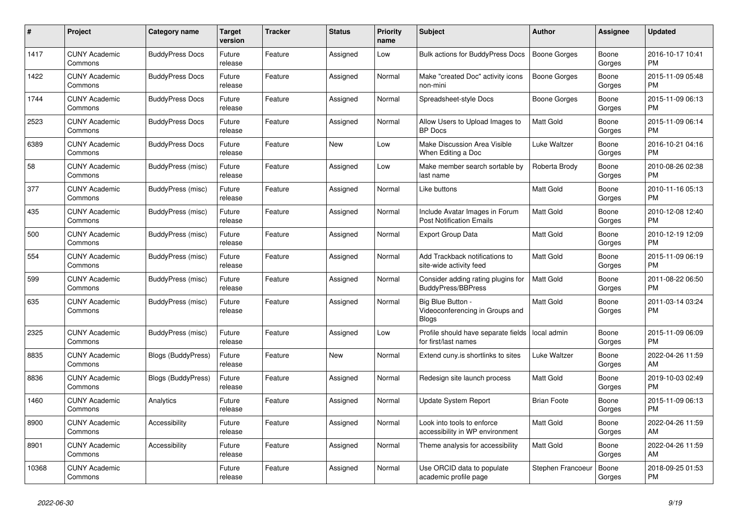| # | Project | Category name | Target version | Tracker | Status | Priority name | Subject | Author | Assignee | Updated |
|---|---|---|---|---|---|---|---|---|---|---|
| 1417 | CUNY Academic Commons | BuddyPress Docs | Future release | Feature | Assigned | Low | Bulk actions for BuddyPress Docs | Boone Gorges | Boone Gorges | 2016-10-17 10:41 PM |
| 1422 | CUNY Academic Commons | BuddyPress Docs | Future release | Feature | Assigned | Normal | Make "created Doc" activity icons non-mini | Boone Gorges | Boone Gorges | 2015-11-09 05:48 PM |
| 1744 | CUNY Academic Commons | BuddyPress Docs | Future release | Feature | Assigned | Normal | Spreadsheet-style Docs | Boone Gorges | Boone Gorges | 2015-11-09 06:13 PM |
| 2523 | CUNY Academic Commons | BuddyPress Docs | Future release | Feature | Assigned | Normal | Allow Users to Upload Images to BP Docs | Matt Gold | Boone Gorges | 2015-11-09 06:14 PM |
| 6389 | CUNY Academic Commons | BuddyPress Docs | Future release | Feature | New | Low | Make Discussion Area Visible When Editing a Doc | Luke Waltzer | Boone Gorges | 2016-10-21 04:16 PM |
| 58 | CUNY Academic Commons | BuddyPress (misc) | Future release | Feature | Assigned | Low | Make member search sortable by last name | Roberta Brody | Boone Gorges | 2010-08-26 02:38 PM |
| 377 | CUNY Academic Commons | BuddyPress (misc) | Future release | Feature | Assigned | Normal | Like buttons | Matt Gold | Boone Gorges | 2010-11-16 05:13 PM |
| 435 | CUNY Academic Commons | BuddyPress (misc) | Future release | Feature | Assigned | Normal | Include Avatar Images in Forum Post Notification Emails | Matt Gold | Boone Gorges | 2010-12-08 12:40 PM |
| 500 | CUNY Academic Commons | BuddyPress (misc) | Future release | Feature | Assigned | Normal | Export Group Data | Matt Gold | Boone Gorges | 2010-12-19 12:09 PM |
| 554 | CUNY Academic Commons | BuddyPress (misc) | Future release | Feature | Assigned | Normal | Add Trackback notifications to site-wide activity feed | Matt Gold | Boone Gorges | 2015-11-09 06:19 PM |
| 599 | CUNY Academic Commons | BuddyPress (misc) | Future release | Feature | Assigned | Normal | Consider adding rating plugins for BuddyPress/BBPress | Matt Gold | Boone Gorges | 2011-08-22 06:50 PM |
| 635 | CUNY Academic Commons | BuddyPress (misc) | Future release | Feature | Assigned | Normal | Big Blue Button - Videoconferencing in Groups and Blogs | Matt Gold | Boone Gorges | 2011-03-14 03:24 PM |
| 2325 | CUNY Academic Commons | BuddyPress (misc) | Future release | Feature | Assigned | Low | Profile should have separate fields for first/last names | local admin | Boone Gorges | 2015-11-09 06:09 PM |
| 8835 | CUNY Academic Commons | Blogs (BuddyPress) | Future release | Feature | New | Normal | Extend cuny.is shortlinks to sites | Luke Waltzer | Boone Gorges | 2022-04-26 11:59 AM |
| 8836 | CUNY Academic Commons | Blogs (BuddyPress) | Future release | Feature | Assigned | Normal | Redesign site launch process | Matt Gold | Boone Gorges | 2019-10-03 02:49 PM |
| 1460 | CUNY Academic Commons | Analytics | Future release | Feature | Assigned | Normal | Update System Report | Brian Foote | Boone Gorges | 2015-11-09 06:13 PM |
| 8900 | CUNY Academic Commons | Accessibility | Future release | Feature | Assigned | Normal | Look into tools to enforce accessibility in WP environment | Matt Gold | Boone Gorges | 2022-04-26 11:59 AM |
| 8901 | CUNY Academic Commons | Accessibility | Future release | Feature | Assigned | Normal | Theme analysis for accessibility | Matt Gold | Boone Gorges | 2022-04-26 11:59 AM |
| 10368 | CUNY Academic Commons | | Future release | Feature | Assigned | Normal | Use ORCID data to populate academic profile page | Stephen Francoeur | Boone Gorges | 2018-09-25 01:53 PM |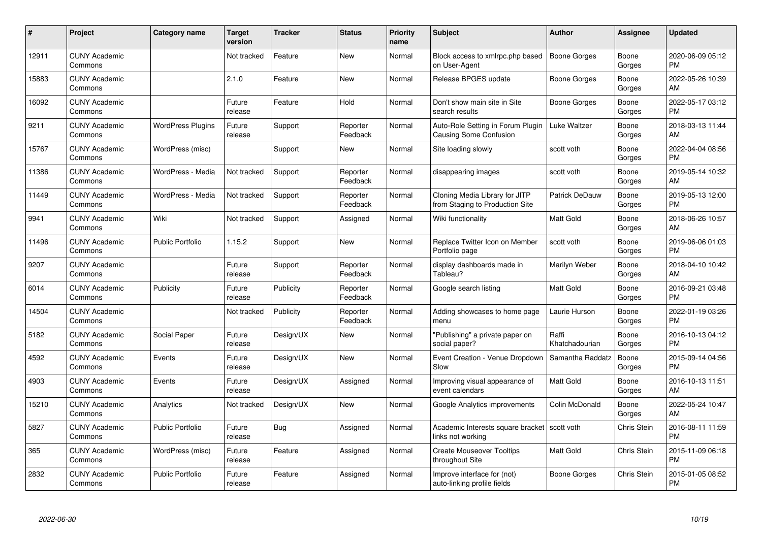| # | Project | Category name | Target version | Tracker | Status | Priority name | Subject | Author | Assignee | Updated |
|---|---|---|---|---|---|---|---|---|---|---|
| 12911 | CUNY Academic Commons | | Not tracked | Feature | New | Normal | Block access to xmlrpc.php based on User-Agent | Boone Gorges | Boone Gorges | 2020-06-09 05:12 PM |
| 15883 | CUNY Academic Commons | | 2.1.0 | Feature | New | Normal | Release BPGES update | Boone Gorges | Boone Gorges | 2022-05-26 10:39 AM |
| 16092 | CUNY Academic Commons | | Future release | Feature | Hold | Normal | Don't show main site in Site search results | Boone Gorges | Boone Gorges | 2022-05-17 03:12 PM |
| 9211 | CUNY Academic Commons | WordPress Plugins | Future release | Support | Reporter Feedback | Normal | Auto-Role Setting in Forum Plugin Causing Some Confusion | Luke Waltzer | Boone Gorges | 2018-03-13 11:44 AM |
| 15767 | CUNY Academic Commons | WordPress (misc) | | Support | New | Normal | Site loading slowly | scott voth | Boone Gorges | 2022-04-04 08:56 PM |
| 11386 | CUNY Academic Commons | WordPress - Media | Not tracked | Support | Reporter Feedback | Normal | disappearing images | scott voth | Boone Gorges | 2019-05-14 10:32 AM |
| 11449 | CUNY Academic Commons | WordPress - Media | Not tracked | Support | Reporter Feedback | Normal | Cloning Media Library for JITP from Staging to Production Site | Patrick DeDauw | Boone Gorges | 2019-05-13 12:00 PM |
| 9941 | CUNY Academic Commons | Wiki | Not tracked | Support | Assigned | Normal | Wiki functionality | Matt Gold | Boone Gorges | 2018-06-26 10:57 AM |
| 11496 | CUNY Academic Commons | Public Portfolio | 1.15.2 | Support | New | Normal | Replace Twitter Icon on Member Portfolio page | scott voth | Boone Gorges | 2019-06-06 01:03 PM |
| 9207 | CUNY Academic Commons | | Future release | Support | Reporter Feedback | Normal | display dashboards made in Tableau? | Marilyn Weber | Boone Gorges | 2018-04-10 10:42 AM |
| 6014 | CUNY Academic Commons | Publicity | Future release | Publicity | Reporter Feedback | Normal | Google search listing | Matt Gold | Boone Gorges | 2016-09-21 03:48 PM |
| 14504 | CUNY Academic Commons | | Not tracked | Publicity | Reporter Feedback | Normal | Adding showcases to home page menu | Laurie Hurson | Boone Gorges | 2022-01-19 03:26 PM |
| 5182 | CUNY Academic Commons | Social Paper | Future release | Design/UX | New | Normal | "Publishing" a private paper on social paper? | Raffi Khatchadourian | Boone Gorges | 2016-10-13 04:12 PM |
| 4592 | CUNY Academic Commons | Events | Future release | Design/UX | New | Normal | Event Creation - Venue Dropdown Slow | Samantha Raddatz | Boone Gorges | 2015-09-14 04:56 PM |
| 4903 | CUNY Academic Commons | Events | Future release | Design/UX | Assigned | Normal | Improving visual appearance of event calendars | Matt Gold | Boone Gorges | 2016-10-13 11:51 AM |
| 15210 | CUNY Academic Commons | Analytics | Not tracked | Design/UX | New | Normal | Google Analytics improvements | Colin McDonald | Boone Gorges | 2022-05-24 10:47 AM |
| 5827 | CUNY Academic Commons | Public Portfolio | Future release | Bug | Assigned | Normal | Academic Interests square bracket links not working | scott voth | Chris Stein | 2016-08-11 11:59 PM |
| 365 | CUNY Academic Commons | WordPress (misc) | Future release | Feature | Assigned | Normal | Create Mouseover Tooltips throughout Site | Matt Gold | Chris Stein | 2015-11-09 06:18 PM |
| 2832 | CUNY Academic Commons | Public Portfolio | Future release | Feature | Assigned | Normal | Improve interface for (not) auto-linking profile fields | Boone Gorges | Chris Stein | 2015-01-05 08:52 PM |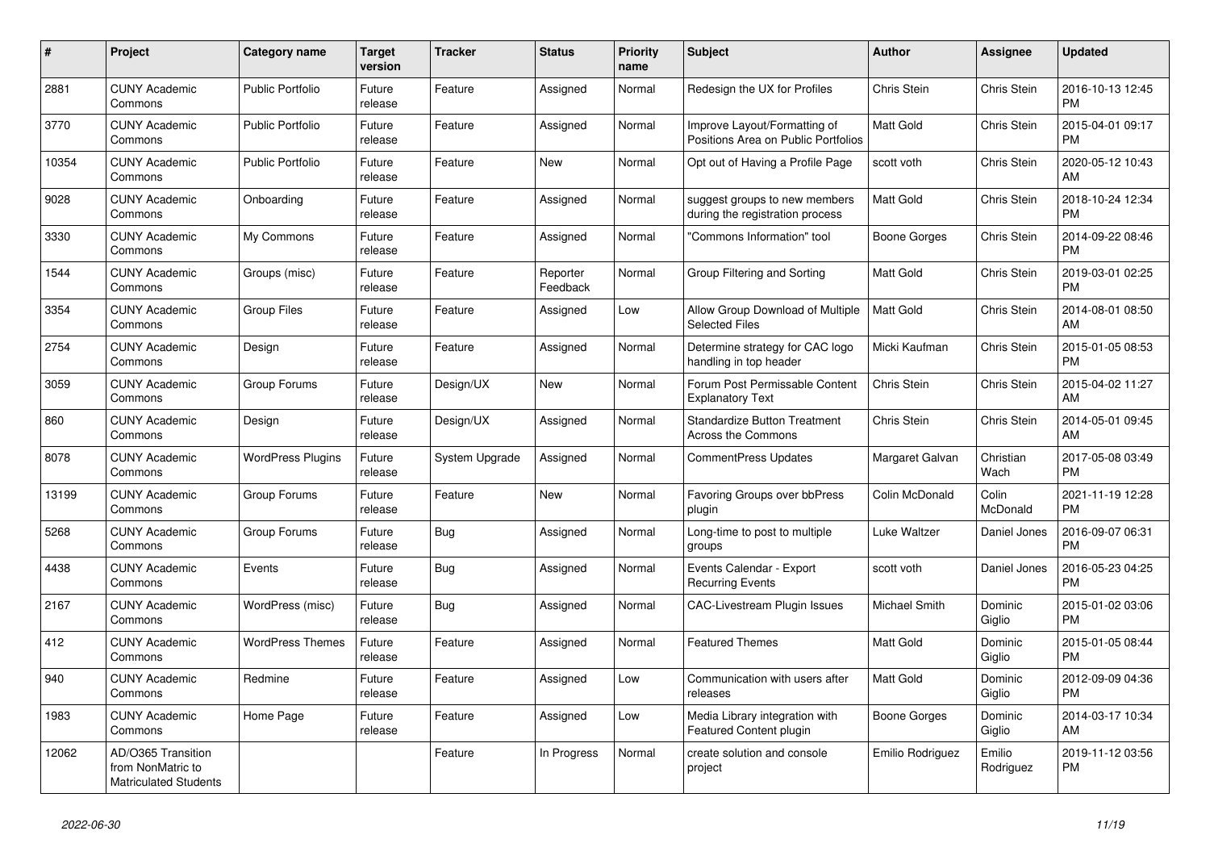| # | Project | Category name | Target version | Tracker | Status | Priority name | Subject | Author | Assignee | Updated |
|---|---|---|---|---|---|---|---|---|---|---|
| 2881 | CUNY Academic Commons | Public Portfolio | Future release | Feature | Assigned | Normal | Redesign the UX for Profiles | Chris Stein | Chris Stein | 2016-10-13 12:45 PM |
| 3770 | CUNY Academic Commons | Public Portfolio | Future release | Feature | Assigned | Normal | Improve Layout/Formatting of Positions Area on Public Portfolios | Matt Gold | Chris Stein | 2015-04-01 09:17 PM |
| 10354 | CUNY Academic Commons | Public Portfolio | Future release | Feature | New | Normal | Opt out of Having a Profile Page | scott voth | Chris Stein | 2020-05-12 10:43 AM |
| 9028 | CUNY Academic Commons | Onboarding | Future release | Feature | Assigned | Normal | suggest groups to new members during the registration process | Matt Gold | Chris Stein | 2018-10-24 12:34 PM |
| 3330 | CUNY Academic Commons | My Commons | Future release | Feature | Assigned | Normal | "Commons Information" tool | Boone Gorges | Chris Stein | 2014-09-22 08:46 PM |
| 1544 | CUNY Academic Commons | Groups (misc) | Future release | Feature | Reporter Feedback | Normal | Group Filtering and Sorting | Matt Gold | Chris Stein | 2019-03-01 02:25 PM |
| 3354 | CUNY Academic Commons | Group Files | Future release | Feature | Assigned | Low | Allow Group Download of Multiple Selected Files | Matt Gold | Chris Stein | 2014-08-01 08:50 AM |
| 2754 | CUNY Academic Commons | Design | Future release | Feature | Assigned | Normal | Determine strategy for CAC logo handling in top header | Micki Kaufman | Chris Stein | 2015-01-05 08:53 PM |
| 3059 | CUNY Academic Commons | Group Forums | Future release | Design/UX | New | Normal | Forum Post Permissable Content Explanatory Text | Chris Stein | Chris Stein | 2015-04-02 11:27 AM |
| 860 | CUNY Academic Commons | Design | Future release | Design/UX | Assigned | Normal | Standardize Button Treatment Across the Commons | Chris Stein | Chris Stein | 2014-05-01 09:45 AM |
| 8078 | CUNY Academic Commons | WordPress Plugins | Future release | System Upgrade | Assigned | Normal | CommentPress Updates | Margaret Galvan | Christian Wach | 2017-05-08 03:49 PM |
| 13199 | CUNY Academic Commons | Group Forums | Future release | Feature | New | Normal | Favoring Groups over bbPress plugin | Colin McDonald | Colin McDonald | 2021-11-19 12:28 PM |
| 5268 | CUNY Academic Commons | Group Forums | Future release | Bug | Assigned | Normal | Long-time to post to multiple groups | Luke Waltzer | Daniel Jones | 2016-09-07 06:31 PM |
| 4438 | CUNY Academic Commons | Events | Future release | Bug | Assigned | Normal | Events Calendar - Export Recurring Events | scott voth | Daniel Jones | 2016-05-23 04:25 PM |
| 2167 | CUNY Academic Commons | WordPress (misc) | Future release | Bug | Assigned | Normal | CAC-Livestream Plugin Issues | Michael Smith | Dominic Giglio | 2015-01-02 03:06 PM |
| 412 | CUNY Academic Commons | WordPress Themes | Future release | Feature | Assigned | Normal | Featured Themes | Matt Gold | Dominic Giglio | 2015-01-05 08:44 PM |
| 940 | CUNY Academic Commons | Redmine | Future release | Feature | Assigned | Low | Communication with users after releases | Matt Gold | Dominic Giglio | 2012-09-09 04:36 PM |
| 1983 | CUNY Academic Commons | Home Page | Future release | Feature | Assigned | Low | Media Library integration with Featured Content plugin | Boone Gorges | Dominic Giglio | 2014-03-17 10:34 AM |
| 12062 | AD/O365 Transition from NonMatric to Matriculated Students | | | Feature | In Progress | Normal | create solution and console project | Emilio Rodriguez | Emilio Rodriguez | 2019-11-12 03:56 PM |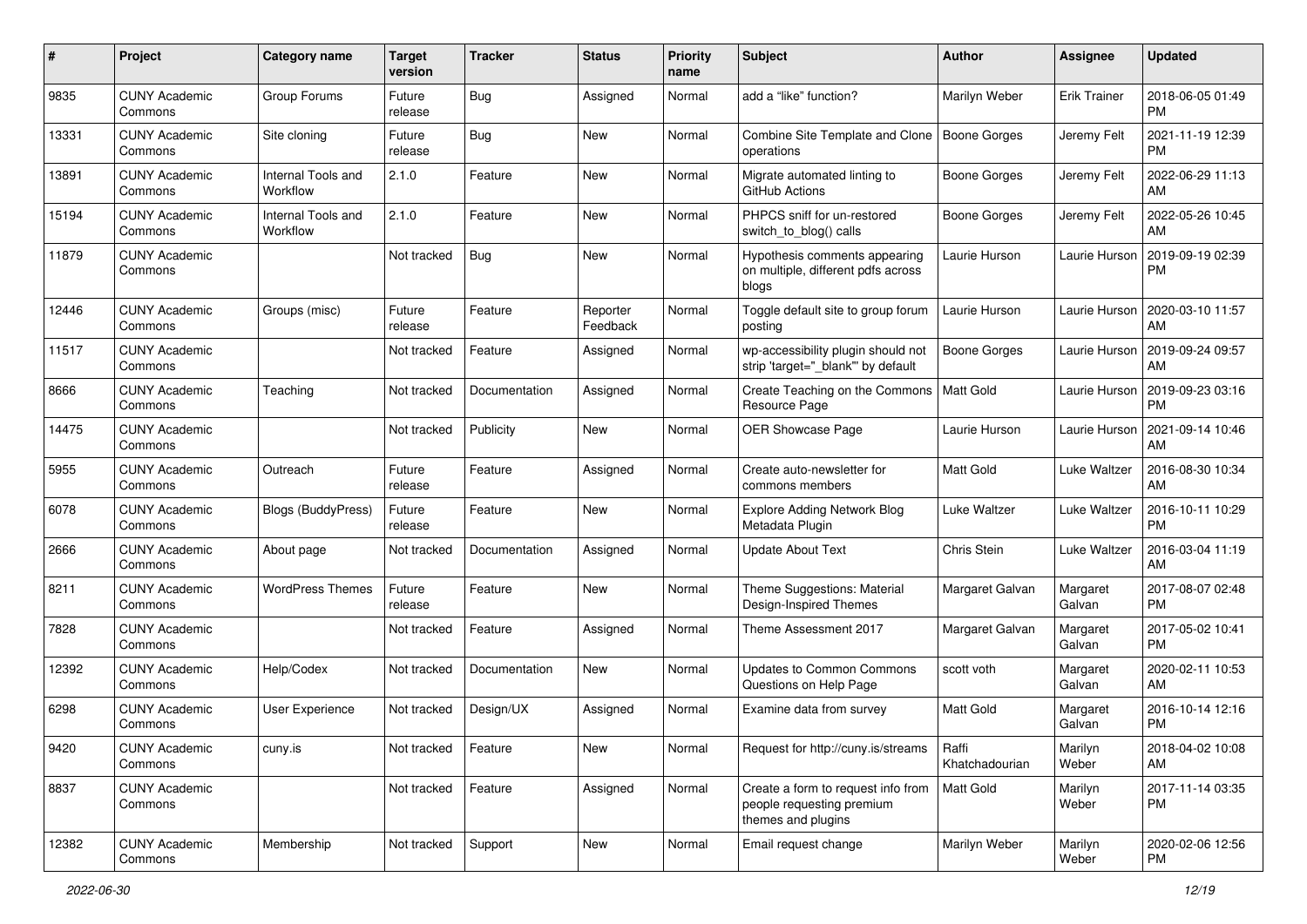| # | Project | Category name | Target version | Tracker | Status | Priority name | Subject | Author | Assignee | Updated |
|---|---|---|---|---|---|---|---|---|---|---|
| 9835 | CUNY Academic Commons | Group Forums | Future release | Bug | Assigned | Normal | add a "like" function? | Marilyn Weber | Erik Trainer | 2018-06-05 01:49 PM |
| 13331 | CUNY Academic Commons | Site cloning | Future release | Bug | New | Normal | Combine Site Template and Clone operations | Boone Gorges | Jeremy Felt | 2021-11-19 12:39 PM |
| 13891 | CUNY Academic Commons | Internal Tools and Workflow | 2.1.0 | Feature | New | Normal | Migrate automated linting to GitHub Actions | Boone Gorges | Jeremy Felt | 2022-06-29 11:13 AM |
| 15194 | CUNY Academic Commons | Internal Tools and Workflow | 2.1.0 | Feature | New | Normal | PHPCS sniff for un-restored switch_to_blog() calls | Boone Gorges | Jeremy Felt | 2022-05-26 10:45 AM |
| 11879 | CUNY Academic Commons | | Not tracked | Bug | New | Normal | Hypothesis comments appearing on multiple, different pdfs across blogs | Laurie Hurson | Laurie Hurson | 2019-09-19 02:39 PM |
| 12446 | CUNY Academic Commons | Groups (misc) | Future release | Feature | Reporter Feedback | Normal | Toggle default site to group forum posting | Laurie Hurson | Laurie Hurson | 2020-03-10 11:57 AM |
| 11517 | CUNY Academic Commons | | Not tracked | Feature | Assigned | Normal | wp-accessibility plugin should not strip 'target="_blank"' by default | Boone Gorges | Laurie Hurson | 2019-09-24 09:57 AM |
| 8666 | CUNY Academic Commons | Teaching | Not tracked | Documentation | Assigned | Normal | Create Teaching on the Commons Resource Page | Matt Gold | Laurie Hurson | 2019-09-23 03:16 PM |
| 14475 | CUNY Academic Commons | | Not tracked | Publicity | New | Normal | OER Showcase Page | Laurie Hurson | Laurie Hurson | 2021-09-14 10:46 AM |
| 5955 | CUNY Academic Commons | Outreach | Future release | Feature | Assigned | Normal | Create auto-newsletter for commons members | Matt Gold | Luke Waltzer | 2016-08-30 10:34 AM |
| 6078 | CUNY Academic Commons | Blogs (BuddyPress) | Future release | Feature | New | Normal | Explore Adding Network Blog Metadata Plugin | Luke Waltzer | Luke Waltzer | 2016-10-11 10:29 PM |
| 2666 | CUNY Academic Commons | About page | Not tracked | Documentation | Assigned | Normal | Update About Text | Chris Stein | Luke Waltzer | 2016-03-04 11:19 AM |
| 8211 | CUNY Academic Commons | WordPress Themes | Future release | Feature | New | Normal | Theme Suggestions: Material Design-Inspired Themes | Margaret Galvan | Margaret Galvan | 2017-08-07 02:48 PM |
| 7828 | CUNY Academic Commons | | Not tracked | Feature | Assigned | Normal | Theme Assessment 2017 | Margaret Galvan | Margaret Galvan | 2017-05-02 10:41 PM |
| 12392 | CUNY Academic Commons | Help/Codex | Not tracked | Documentation | New | Normal | Updates to Common Commons Questions on Help Page | scott voth | Margaret Galvan | 2020-02-11 10:53 AM |
| 6298 | CUNY Academic Commons | User Experience | Not tracked | Design/UX | Assigned | Normal | Examine data from survey | Matt Gold | Margaret Galvan | 2016-10-14 12:16 PM |
| 9420 | CUNY Academic Commons | cuny.is | Not tracked | Feature | New | Normal | Request for http://cuny.is/streams | Raffi Khatchadourian | Marilyn Weber | 2018-04-02 10:08 AM |
| 8837 | CUNY Academic Commons | | Not tracked | Feature | Assigned | Normal | Create a form to request info from people requesting premium themes and plugins | Matt Gold | Marilyn Weber | 2017-11-14 03:35 PM |
| 12382 | CUNY Academic Commons | Membership | Not tracked | Support | New | Normal | Email request change | Marilyn Weber | Marilyn Weber | 2020-02-06 12:56 PM |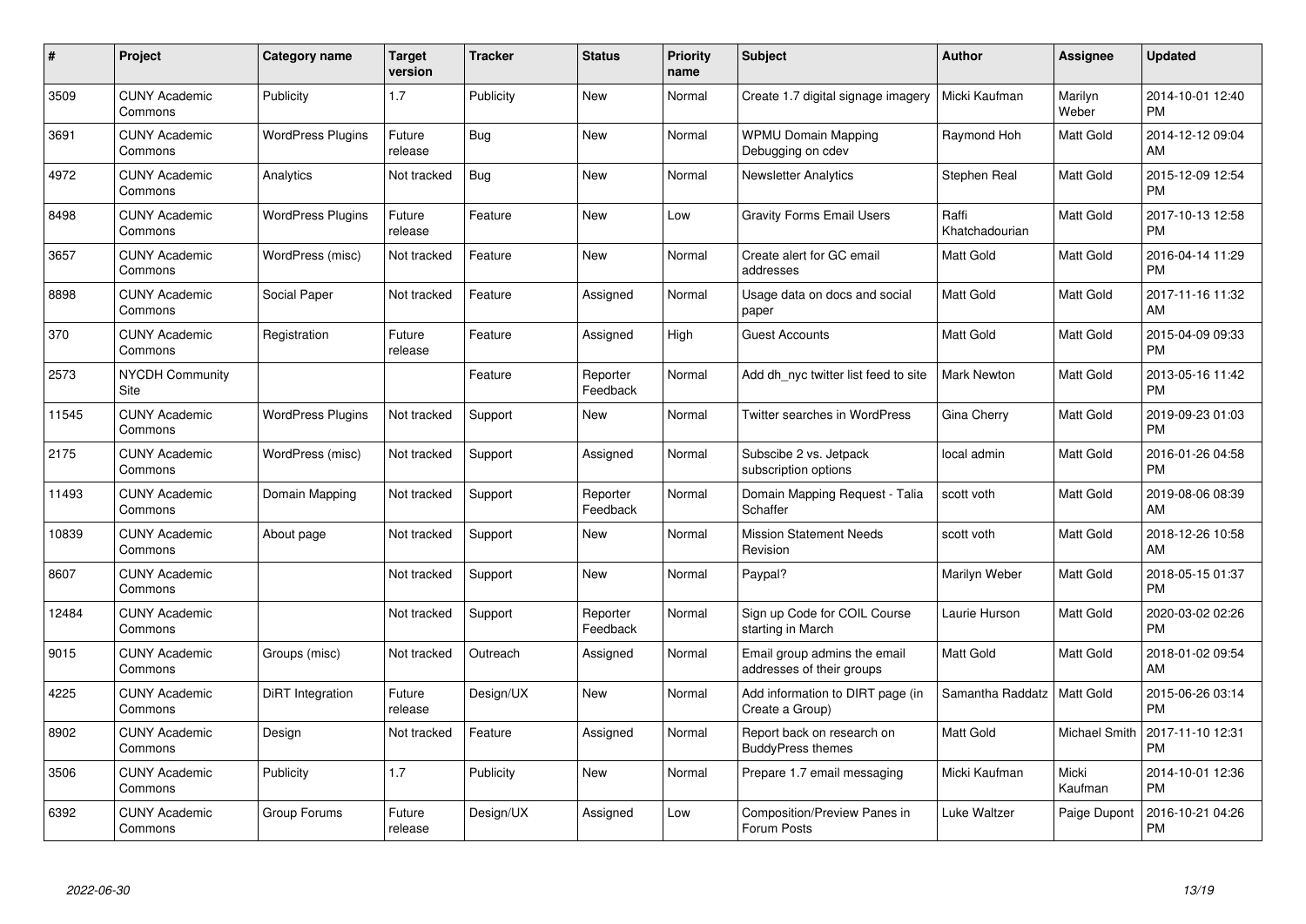| # | Project | Category name | Target version | Tracker | Status | Priority name | Subject | Author | Assignee | Updated |
|---|---|---|---|---|---|---|---|---|---|---|
| 3509 | CUNY Academic Commons | Publicity | 1.7 | Publicity | New | Normal | Create 1.7 digital signage imagery | Micki Kaufman | Marilyn Weber | 2014-10-01 12:40 PM |
| 3691 | CUNY Academic Commons | WordPress Plugins | Future release | Bug | New | Normal | WPMU Domain Mapping Debugging on cdev | Raymond Hoh | Matt Gold | 2014-12-12 09:04 AM |
| 4972 | CUNY Academic Commons | Analytics | Not tracked | Bug | New | Normal | Newsletter Analytics | Stephen Real | Matt Gold | 2015-12-09 12:54 PM |
| 8498 | CUNY Academic Commons | WordPress Plugins | Future release | Feature | New | Low | Gravity Forms Email Users | Raffi Khatchadourian | Matt Gold | 2017-10-13 12:58 PM |
| 3657 | CUNY Academic Commons | WordPress (misc) | Not tracked | Feature | New | Normal | Create alert for GC email addresses | Matt Gold | Matt Gold | 2016-04-14 11:29 PM |
| 8898 | CUNY Academic Commons | Social Paper | Not tracked | Feature | Assigned | Normal | Usage data on docs and social paper | Matt Gold | Matt Gold | 2017-11-16 11:32 AM |
| 370 | CUNY Academic Commons | Registration | Future release | Feature | Assigned | High | Guest Accounts | Matt Gold | Matt Gold | 2015-04-09 09:33 PM |
| 2573 | NYCDH Community Site | | | Feature | Reporter Feedback | Normal | Add dh_nyc twitter list feed to site | Mark Newton | Matt Gold | 2013-05-16 11:42 PM |
| 11545 | CUNY Academic Commons | WordPress Plugins | Not tracked | Support | New | Normal | Twitter searches in WordPress | Gina Cherry | Matt Gold | 2019-09-23 01:03 PM |
| 2175 | CUNY Academic Commons | WordPress (misc) | Not tracked | Support | Assigned | Normal | Subscibe 2 vs. Jetpack subscription options | local admin | Matt Gold | 2016-01-26 04:58 PM |
| 11493 | CUNY Academic Commons | Domain Mapping | Not tracked | Support | Reporter Feedback | Normal | Domain Mapping Request - Talia Schaffer | scott voth | Matt Gold | 2019-08-06 08:39 AM |
| 10839 | CUNY Academic Commons | About page | Not tracked | Support | New | Normal | Mission Statement Needs Revision | scott voth | Matt Gold | 2018-12-26 10:58 AM |
| 8607 | CUNY Academic Commons | | Not tracked | Support | New | Normal | Paypal? | Marilyn Weber | Matt Gold | 2018-05-15 01:37 PM |
| 12484 | CUNY Academic Commons | | Not tracked | Support | Reporter Feedback | Normal | Sign up Code for COIL Course starting in March | Laurie Hurson | Matt Gold | 2020-03-02 02:26 PM |
| 9015 | CUNY Academic Commons | Groups (misc) | Not tracked | Outreach | Assigned | Normal | Email group admins the email addresses of their groups | Matt Gold | Matt Gold | 2018-01-02 09:54 AM |
| 4225 | CUNY Academic Commons | DiRT Integration | Future release | Design/UX | New | Normal | Add information to DIRT page (in Create a Group) | Samantha Raddatz | Matt Gold | 2015-06-26 03:14 PM |
| 8902 | CUNY Academic Commons | Design | Not tracked | Feature | Assigned | Normal | Report back on research on BuddyPress themes | Matt Gold | Michael Smith | 2017-11-10 12:31 PM |
| 3506 | CUNY Academic Commons | Publicity | 1.7 | Publicity | New | Normal | Prepare 1.7 email messaging | Micki Kaufman | Micki Kaufman | 2014-10-01 12:36 PM |
| 6392 | CUNY Academic Commons | Group Forums | Future release | Design/UX | Assigned | Low | Composition/Preview Panes in Forum Posts | Luke Waltzer | Paige Dupont | 2016-10-21 04:26 PM |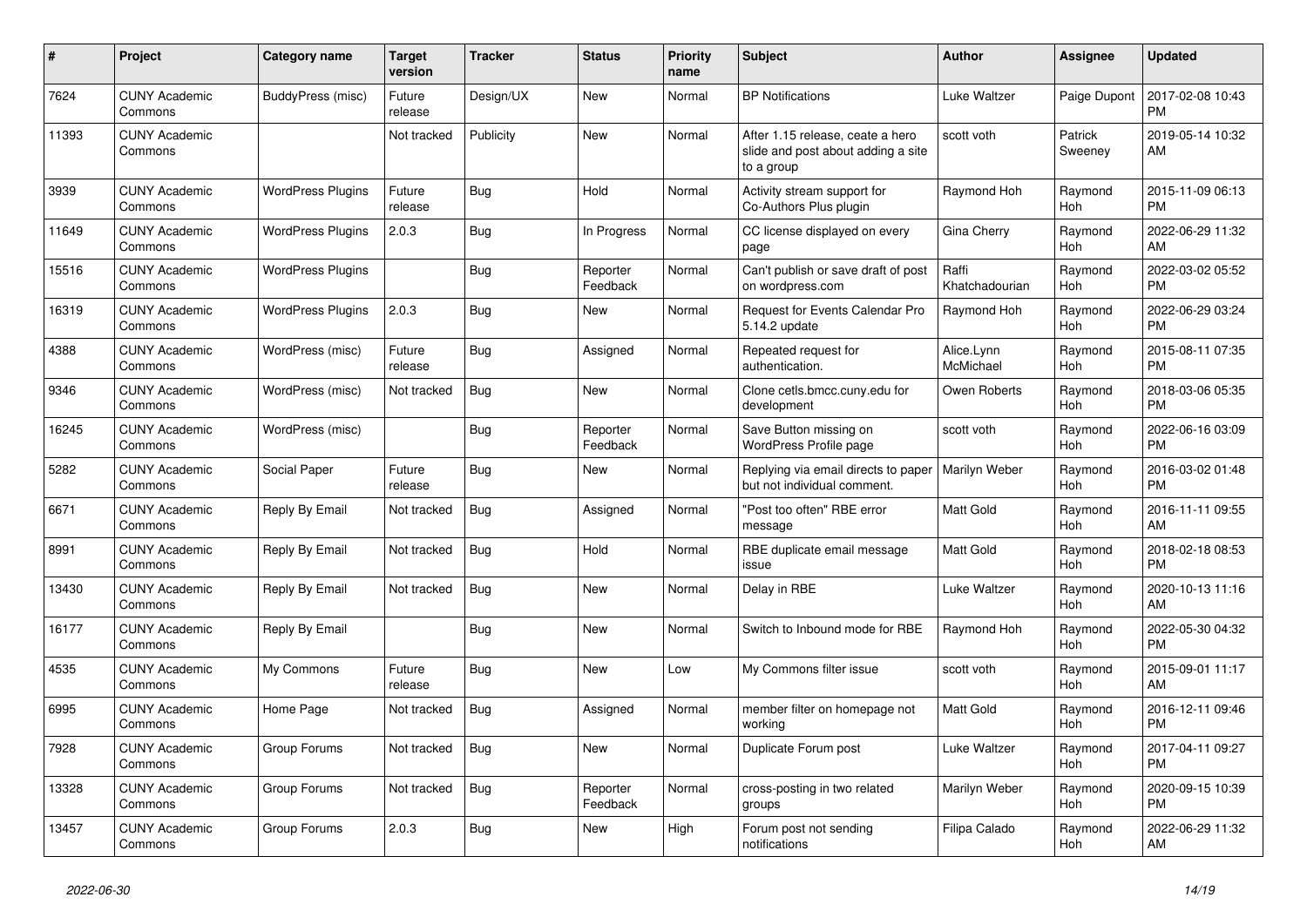| # | Project | Category name | Target version | Tracker | Status | Priority name | Subject | Author | Assignee | Updated |
|---|---|---|---|---|---|---|---|---|---|---|
| 7624 | CUNY Academic Commons | BuddyPress (misc) | Future release | Design/UX | New | Normal | BP Notifications | Luke Waltzer | Paige Dupont | 2017-02-08 10:43 PM |
| 11393 | CUNY Academic Commons | | Not tracked | Publicity | New | Normal | After 1.15 release, ceate a hero slide and post about adding a site to a group | scott voth | Patrick Sweeney | 2019-05-14 10:32 AM |
| 3939 | CUNY Academic Commons | WordPress Plugins | Future release | Bug | Hold | Normal | Activity stream support for Co-Authors Plus plugin | Raymond Hoh | Raymond Hoh | 2015-11-09 06:13 PM |
| 11649 | CUNY Academic Commons | WordPress Plugins | 2.0.3 | Bug | In Progress | Normal | CC license displayed on every page | Gina Cherry | Raymond Hoh | 2022-06-29 11:32 AM |
| 15516 | CUNY Academic Commons | WordPress Plugins | | Bug | Reporter Feedback | Normal | Can't publish or save draft of post on wordpress.com | Raffi Khatchadourian | Raymond Hoh | 2022-03-02 05:52 PM |
| 16319 | CUNY Academic Commons | WordPress Plugins | 2.0.3 | Bug | New | Normal | Request for Events Calendar Pro 5.14.2 update | Raymond Hoh | Raymond Hoh | 2022-06-29 03:24 PM |
| 4388 | CUNY Academic Commons | WordPress (misc) | Future release | Bug | Assigned | Normal | Repeated request for authentication. | Alice.Lynn McMichael | Raymond Hoh | 2015-08-11 07:35 PM |
| 9346 | CUNY Academic Commons | WordPress (misc) | Not tracked | Bug | New | Normal | Clone cetls.bmcc.cuny.edu for development | Owen Roberts | Raymond Hoh | 2018-03-06 05:35 PM |
| 16245 | CUNY Academic Commons | WordPress (misc) | | Bug | Reporter Feedback | Normal | Save Button missing on WordPress Profile page | scott voth | Raymond Hoh | 2022-06-16 03:09 PM |
| 5282 | CUNY Academic Commons | Social Paper | Future release | Bug | New | Normal | Replying via email directs to paper but not individual comment. | Marilyn Weber | Raymond Hoh | 2016-03-02 01:48 PM |
| 6671 | CUNY Academic Commons | Reply By Email | Not tracked | Bug | Assigned | Normal | "Post too often" RBE error message | Matt Gold | Raymond Hoh | 2016-11-11 09:55 AM |
| 8991 | CUNY Academic Commons | Reply By Email | Not tracked | Bug | Hold | Normal | RBE duplicate email message issue | Matt Gold | Raymond Hoh | 2018-02-18 08:53 PM |
| 13430 | CUNY Academic Commons | Reply By Email | Not tracked | Bug | New | Normal | Delay in RBE | Luke Waltzer | Raymond Hoh | 2020-10-13 11:16 AM |
| 16177 | CUNY Academic Commons | Reply By Email | | Bug | New | Normal | Switch to Inbound mode for RBE | Raymond Hoh | Raymond Hoh | 2022-05-30 04:32 PM |
| 4535 | CUNY Academic Commons | My Commons | Future release | Bug | New | Low | My Commons filter issue | scott voth | Raymond Hoh | 2015-09-01 11:17 AM |
| 6995 | CUNY Academic Commons | Home Page | Not tracked | Bug | Assigned | Normal | member filter on homepage not working | Matt Gold | Raymond Hoh | 2016-12-11 09:46 PM |
| 7928 | CUNY Academic Commons | Group Forums | Not tracked | Bug | New | Normal | Duplicate Forum post | Luke Waltzer | Raymond Hoh | 2017-04-11 09:27 PM |
| 13328 | CUNY Academic Commons | Group Forums | Not tracked | Bug | Reporter Feedback | Normal | cross-posting in two related groups | Marilyn Weber | Raymond Hoh | 2020-09-15 10:39 PM |
| 13457 | CUNY Academic Commons | Group Forums | 2.0.3 | Bug | New | High | Forum post not sending notifications | Filipa Calado | Raymond Hoh | 2022-06-29 11:32 AM |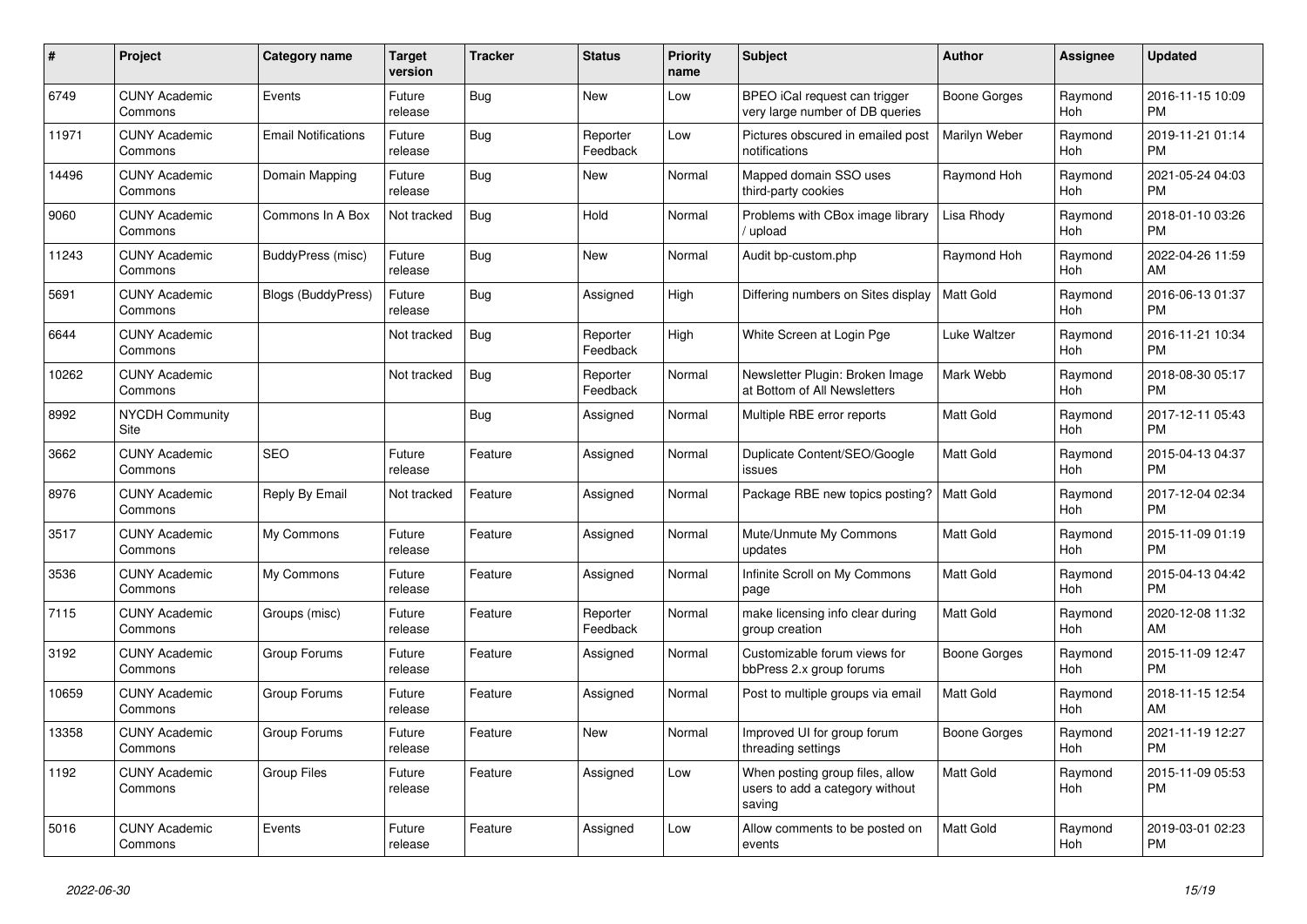| # | Project | Category name | Target version | Tracker | Status | Priority name | Subject | Author | Assignee | Updated |
|---|---|---|---|---|---|---|---|---|---|---|
| 6749 | CUNY Academic Commons | Events | Future release | Bug | New | Low | BPEO iCal request can trigger very large number of DB queries | Boone Gorges | Raymond Hoh | 2016-11-15 10:09 PM |
| 11971 | CUNY Academic Commons | Email Notifications | Future release | Bug | Reporter Feedback | Low | Pictures obscured in emailed post notifications | Marilyn Weber | Raymond Hoh | 2019-11-21 01:14 PM |
| 14496 | CUNY Academic Commons | Domain Mapping | Future release | Bug | New | Normal | Mapped domain SSO uses third-party cookies | Raymond Hoh | Raymond Hoh | 2021-05-24 04:03 PM |
| 9060 | CUNY Academic Commons | Commons In A Box | Not tracked | Bug | Hold | Normal | Problems with CBox image library / upload | Lisa Rhody | Raymond Hoh | 2018-01-10 03:26 PM |
| 11243 | CUNY Academic Commons | BuddyPress (misc) | Future release | Bug | New | Normal | Audit bp-custom.php | Raymond Hoh | Raymond Hoh | 2022-04-26 11:59 AM |
| 5691 | CUNY Academic Commons | Blogs (BuddyPress) | Future release | Bug | Assigned | High | Differing numbers on Sites display | Matt Gold | Raymond Hoh | 2016-06-13 01:37 PM |
| 6644 | CUNY Academic Commons | | Not tracked | Bug | Reporter Feedback | High | White Screen at Login Pge | Luke Waltzer | Raymond Hoh | 2016-11-21 10:34 PM |
| 10262 | CUNY Academic Commons | | Not tracked | Bug | Reporter Feedback | Normal | Newsletter Plugin: Broken Image at Bottom of All Newsletters | Mark Webb | Raymond Hoh | 2018-08-30 05:17 PM |
| 8992 | NYCDH Community Site | | | Bug | Assigned | Normal | Multiple RBE error reports | Matt Gold | Raymond Hoh | 2017-12-11 05:43 PM |
| 3662 | CUNY Academic Commons | SEO | Future release | Feature | Assigned | Normal | Duplicate Content/SEO/Google issues | Matt Gold | Raymond Hoh | 2015-04-13 04:37 PM |
| 8976 | CUNY Academic Commons | Reply By Email | Not tracked | Feature | Assigned | Normal | Package RBE new topics posting? | Matt Gold | Raymond Hoh | 2017-12-04 02:34 PM |
| 3517 | CUNY Academic Commons | My Commons | Future release | Feature | Assigned | Normal | Mute/Unmute My Commons updates | Matt Gold | Raymond Hoh | 2015-11-09 01:19 PM |
| 3536 | CUNY Academic Commons | My Commons | Future release | Feature | Assigned | Normal | Infinite Scroll on My Commons page | Matt Gold | Raymond Hoh | 2015-04-13 04:42 PM |
| 7115 | CUNY Academic Commons | Groups (misc) | Future release | Feature | Reporter Feedback | Normal | make licensing info clear during group creation | Matt Gold | Raymond Hoh | 2020-12-08 11:32 AM |
| 3192 | CUNY Academic Commons | Group Forums | Future release | Feature | Assigned | Normal | Customizable forum views for bbPress 2.x group forums | Boone Gorges | Raymond Hoh | 2015-11-09 12:47 PM |
| 10659 | CUNY Academic Commons | Group Forums | Future release | Feature | Assigned | Normal | Post to multiple groups via email | Matt Gold | Raymond Hoh | 2018-11-15 12:54 AM |
| 13358 | CUNY Academic Commons | Group Forums | Future release | Feature | New | Normal | Improved UI for group forum threading settings | Boone Gorges | Raymond Hoh | 2021-11-19 12:27 PM |
| 1192 | CUNY Academic Commons | Group Files | Future release | Feature | Assigned | Low | When posting group files, allow users to add a category without saving | Matt Gold | Raymond Hoh | 2015-11-09 05:53 PM |
| 5016 | CUNY Academic Commons | Events | Future release | Feature | Assigned | Low | Allow comments to be posted on events | Matt Gold | Raymond Hoh | 2019-03-01 02:23 PM |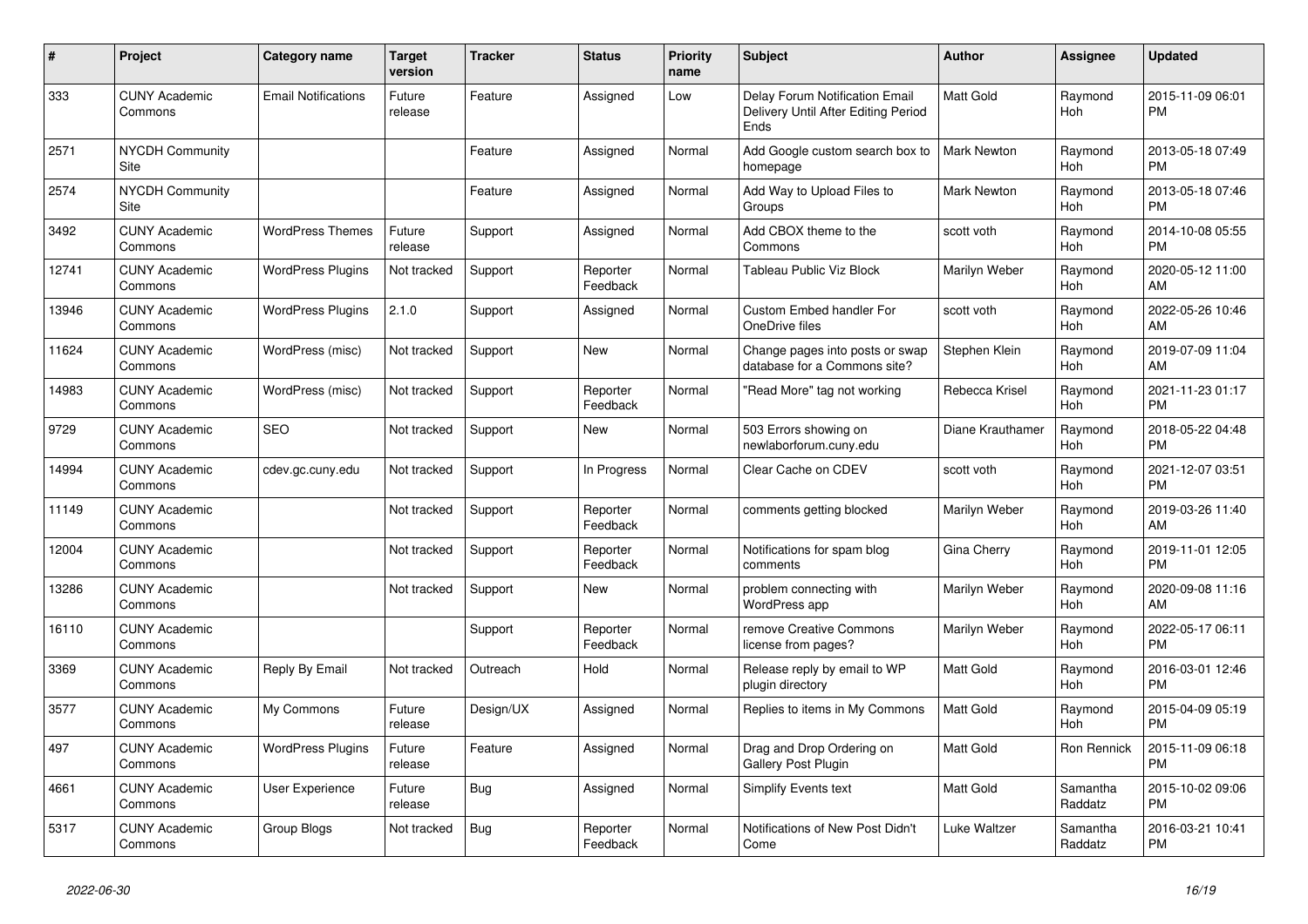| # | Project | Category name | Target version | Tracker | Status | Priority name | Subject | Author | Assignee | Updated |
|---|---|---|---|---|---|---|---|---|---|---|
| 333 | CUNY Academic Commons | Email Notifications | Future release | Feature | Assigned | Low | Delay Forum Notification Email Delivery Until After Editing Period Ends | Matt Gold | Raymond Hoh | 2015-11-09 06:01 PM |
| 2571 | NYCDH Community Site | | | Feature | Assigned | Normal | Add Google custom search box to homepage | Mark Newton | Raymond Hoh | 2013-05-18 07:49 PM |
| 2574 | NYCDH Community Site | | | Feature | Assigned | Normal | Add Way to Upload Files to Groups | Mark Newton | Raymond Hoh | 2013-05-18 07:46 PM |
| 3492 | CUNY Academic Commons | WordPress Themes | Future release | Support | Assigned | Normal | Add CBOX theme to the Commons | scott voth | Raymond Hoh | 2014-10-08 05:55 PM |
| 12741 | CUNY Academic Commons | WordPress Plugins | Not tracked | Support | Reporter Feedback | Normal | Tableau Public Viz Block | Marilyn Weber | Raymond Hoh | 2020-05-12 11:00 AM |
| 13946 | CUNY Academic Commons | WordPress Plugins | 2.1.0 | Support | Assigned | Normal | Custom Embed handler For OneDrive files | scott voth | Raymond Hoh | 2022-05-26 10:46 AM |
| 11624 | CUNY Academic Commons | WordPress (misc) | Not tracked | Support | New | Normal | Change pages into posts or swap database for a Commons site? | Stephen Klein | Raymond Hoh | 2019-07-09 11:04 AM |
| 14983 | CUNY Academic Commons | WordPress (misc) | Not tracked | Support | Reporter Feedback | Normal | "Read More" tag not working | Rebecca Krisel | Raymond Hoh | 2021-11-23 01:17 PM |
| 9729 | CUNY Academic Commons | SEO | Not tracked | Support | New | Normal | 503 Errors showing on newlaborforum.cuny.edu | Diane Krauthamer | Raymond Hoh | 2018-05-22 04:48 PM |
| 14994 | CUNY Academic Commons | cdev.gc.cuny.edu | Not tracked | Support | In Progress | Normal | Clear Cache on CDEV | scott voth | Raymond Hoh | 2021-12-07 03:51 PM |
| 11149 | CUNY Academic Commons | | Not tracked | Support | Reporter Feedback | Normal | comments getting blocked | Marilyn Weber | Raymond Hoh | 2019-03-26 11:40 AM |
| 12004 | CUNY Academic Commons | | Not tracked | Support | Reporter Feedback | Normal | Notifications for spam blog comments | Gina Cherry | Raymond Hoh | 2019-11-01 12:05 PM |
| 13286 | CUNY Academic Commons | | Not tracked | Support | New | Normal | problem connecting with WordPress app | Marilyn Weber | Raymond Hoh | 2020-09-08 11:16 AM |
| 16110 | CUNY Academic Commons | | | Support | Reporter Feedback | Normal | remove Creative Commons license from pages? | Marilyn Weber | Raymond Hoh | 2022-05-17 06:11 PM |
| 3369 | CUNY Academic Commons | Reply By Email | Not tracked | Outreach | Hold | Normal | Release reply by email to WP plugin directory | Matt Gold | Raymond Hoh | 2016-03-01 12:46 PM |
| 3577 | CUNY Academic Commons | My Commons | Future release | Design/UX | Assigned | Normal | Replies to items in My Commons | Matt Gold | Raymond Hoh | 2015-04-09 05:19 PM |
| 497 | CUNY Academic Commons | WordPress Plugins | Future release | Feature | Assigned | Normal | Drag and Drop Ordering on Gallery Post Plugin | Matt Gold | Ron Rennick | 2015-11-09 06:18 PM |
| 4661 | CUNY Academic Commons | User Experience | Future release | Bug | Assigned | Normal | Simplify Events text | Matt Gold | Samantha Raddatz | 2015-10-02 09:06 PM |
| 5317 | CUNY Academic Commons | Group Blogs | Not tracked | Bug | Reporter Feedback | Normal | Notifications of New Post Didn't Come | Luke Waltzer | Samantha Raddatz | 2016-03-21 10:41 PM |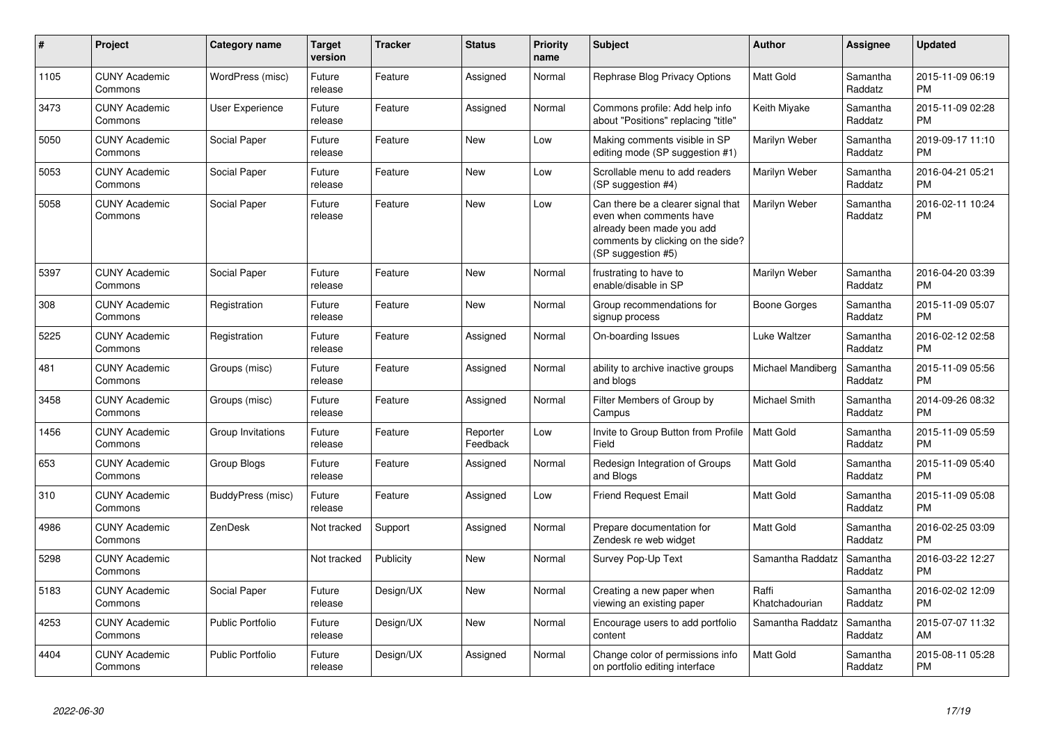| # | Project | Category name | Target version | Tracker | Status | Priority name | Subject | Author | Assignee | Updated |
|---|---|---|---|---|---|---|---|---|---|---|
| 1105 | CUNY Academic Commons | WordPress (misc) | Future release | Feature | Assigned | Normal | Rephrase Blog Privacy Options | Matt Gold | Samantha Raddatz | 2015-11-09 06:19 PM |
| 3473 | CUNY Academic Commons | User Experience | Future release | Feature | Assigned | Normal | Commons profile: Add help info about "Positions" replacing "title" | Keith Miyake | Samantha Raddatz | 2015-11-09 02:28 PM |
| 5050 | CUNY Academic Commons | Social Paper | Future release | Feature | New | Low | Making comments visible in SP editing mode (SP suggestion #1) | Marilyn Weber | Samantha Raddatz | 2019-09-17 11:10 PM |
| 5053 | CUNY Academic Commons | Social Paper | Future release | Feature | New | Low | Scrollable menu to add readers (SP suggestion #4) | Marilyn Weber | Samantha Raddatz | 2016-04-21 05:21 PM |
| 5058 | CUNY Academic Commons | Social Paper | Future release | Feature | New | Low | Can there be a clearer signal that even when comments have already been made you add comments by clicking on the side? (SP suggestion #5) | Marilyn Weber | Samantha Raddatz | 2016-02-11 10:24 PM |
| 5397 | CUNY Academic Commons | Social Paper | Future release | Feature | New | Normal | frustrating to have to enable/disable in SP | Marilyn Weber | Samantha Raddatz | 2016-04-20 03:39 PM |
| 308 | CUNY Academic Commons | Registration | Future release | Feature | New | Normal | Group recommendations for signup process | Boone Gorges | Samantha Raddatz | 2015-11-09 05:07 PM |
| 5225 | CUNY Academic Commons | Registration | Future release | Feature | Assigned | Normal | On-boarding Issues | Luke Waltzer | Samantha Raddatz | 2016-02-12 02:58 PM |
| 481 | CUNY Academic Commons | Groups (misc) | Future release | Feature | Assigned | Normal | ability to archive inactive groups and blogs | Michael Mandiberg | Samantha Raddatz | 2015-11-09 05:56 PM |
| 3458 | CUNY Academic Commons | Groups (misc) | Future release | Feature | Assigned | Normal | Filter Members of Group by Campus | Michael Smith | Samantha Raddatz | 2014-09-26 08:32 PM |
| 1456 | CUNY Academic Commons | Group Invitations | Future release | Feature | Reporter Feedback | Low | Invite to Group Button from Profile Field | Matt Gold | Samantha Raddatz | 2015-11-09 05:59 PM |
| 653 | CUNY Academic Commons | Group Blogs | Future release | Feature | Assigned | Normal | Redesign Integration of Groups and Blogs | Matt Gold | Samantha Raddatz | 2015-11-09 05:40 PM |
| 310 | CUNY Academic Commons | BuddyPress (misc) | Future release | Feature | Assigned | Low | Friend Request Email | Matt Gold | Samantha Raddatz | 2015-11-09 05:08 PM |
| 4986 | CUNY Academic Commons | ZenDesk | Not tracked | Support | Assigned | Normal | Prepare documentation for Zendesk re web widget | Matt Gold | Samantha Raddatz | 2016-02-25 03:09 PM |
| 5298 | CUNY Academic Commons | | Not tracked | Publicity | New | Normal | Survey Pop-Up Text | Samantha Raddatz | Samantha Raddatz | 2016-03-22 12:27 PM |
| 5183 | CUNY Academic Commons | Social Paper | Future release | Design/UX | New | Normal | Creating a new paper when viewing an existing paper | Raffi Khatchadourian | Samantha Raddatz | 2016-02-02 12:09 PM |
| 4253 | CUNY Academic Commons | Public Portfolio | Future release | Design/UX | New | Normal | Encourage users to add portfolio content | Samantha Raddatz | Samantha Raddatz | 2015-07-07 11:32 AM |
| 4404 | CUNY Academic Commons | Public Portfolio | Future release | Design/UX | Assigned | Normal | Change color of permissions info on portfolio editing interface | Matt Gold | Samantha Raddatz | 2015-08-11 05:28 PM |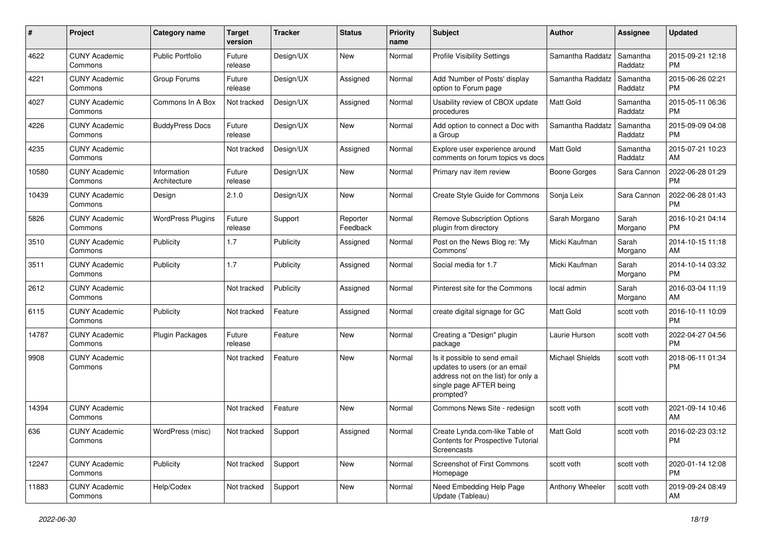| # | Project | Category name | Target version | Tracker | Status | Priority name | Subject | Author | Assignee | Updated |
|---|---|---|---|---|---|---|---|---|---|---|
| 4622 | CUNY Academic Commons | Public Portfolio | Future release | Design/UX | New | Normal | Profile Visibility Settings | Samantha Raddatz | Samantha Raddatz | 2015-09-21 12:18 PM |
| 4221 | CUNY Academic Commons | Group Forums | Future release | Design/UX | Assigned | Normal | Add 'Number of Posts' display option to Forum page | Samantha Raddatz | Samantha Raddatz | 2015-06-26 02:21 PM |
| 4027 | CUNY Academic Commons | Commons In A Box | Not tracked | Design/UX | Assigned | Normal | Usability review of CBOX update procedures | Matt Gold | Samantha Raddatz | 2015-05-11 06:36 PM |
| 4226 | CUNY Academic Commons | BuddyPress Docs | Future release | Design/UX | New | Normal | Add option to connect a Doc with a Group | Samantha Raddatz | Samantha Raddatz | 2015-09-09 04:08 PM |
| 4235 | CUNY Academic Commons | | Not tracked | Design/UX | Assigned | Normal | Explore user experience around comments on forum topics vs docs | Matt Gold | Samantha Raddatz | 2015-07-21 10:23 AM |
| 10580 | CUNY Academic Commons | Information Architecture | Future release | Design/UX | New | Normal | Primary nav item review | Boone Gorges | Sara Cannon | 2022-06-28 01:29 PM |
| 10439 | CUNY Academic Commons | Design | 2.1.0 | Design/UX | New | Normal | Create Style Guide for Commons | Sonja Leix | Sara Cannon | 2022-06-28 01:43 PM |
| 5826 | CUNY Academic Commons | WordPress Plugins | Future release | Support | Reporter Feedback | Normal | Remove Subscription Options plugin from directory | Sarah Morgano | Sarah Morgano | 2016-10-21 04:14 PM |
| 3510 | CUNY Academic Commons | Publicity | 1.7 | Publicity | Assigned | Normal | Post on the News Blog re: 'My Commons' | Micki Kaufman | Sarah Morgano | 2014-10-15 11:18 AM |
| 3511 | CUNY Academic Commons | Publicity | 1.7 | Publicity | Assigned | Normal | Social media for 1.7 | Micki Kaufman | Sarah Morgano | 2014-10-14 03:32 PM |
| 2612 | CUNY Academic Commons | | Not tracked | Publicity | Assigned | Normal | Pinterest site for the Commons | local admin | Sarah Morgano | 2016-03-04 11:19 AM |
| 6115 | CUNY Academic Commons | Publicity | Not tracked | Feature | Assigned | Normal | create digital signage for GC | Matt Gold | scott voth | 2016-10-11 10:09 PM |
| 14787 | CUNY Academic Commons | Plugin Packages | Future release | Feature | New | Normal | Creating a "Design" plugin package | Laurie Hurson | scott voth | 2022-04-27 04:56 PM |
| 9908 | CUNY Academic Commons | | Not tracked | Feature | New | Normal | Is it possible to send email updates to users (or an email address not on the list) for only a single page AFTER being prompted? | Michael Shields | scott voth | 2018-06-11 01:34 PM |
| 14394 | CUNY Academic Commons | | Not tracked | Feature | New | Normal | Commons News Site - redesign | scott voth | scott voth | 2021-09-14 10:46 AM |
| 636 | CUNY Academic Commons | WordPress (misc) | Not tracked | Support | Assigned | Normal | Create Lynda.com-like Table of Contents for Prospective Tutorial Screencasts | Matt Gold | scott voth | 2016-02-23 03:12 PM |
| 12247 | CUNY Academic Commons | Publicity | Not tracked | Support | New | Normal | Screenshot of First Commons Homepage | scott voth | scott voth | 2020-01-14 12:08 PM |
| 11883 | CUNY Academic Commons | Help/Codex | Not tracked | Support | New | Normal | Need Embedding Help Page Update (Tableau) | Anthony Wheeler | scott voth | 2019-09-24 08:49 AM |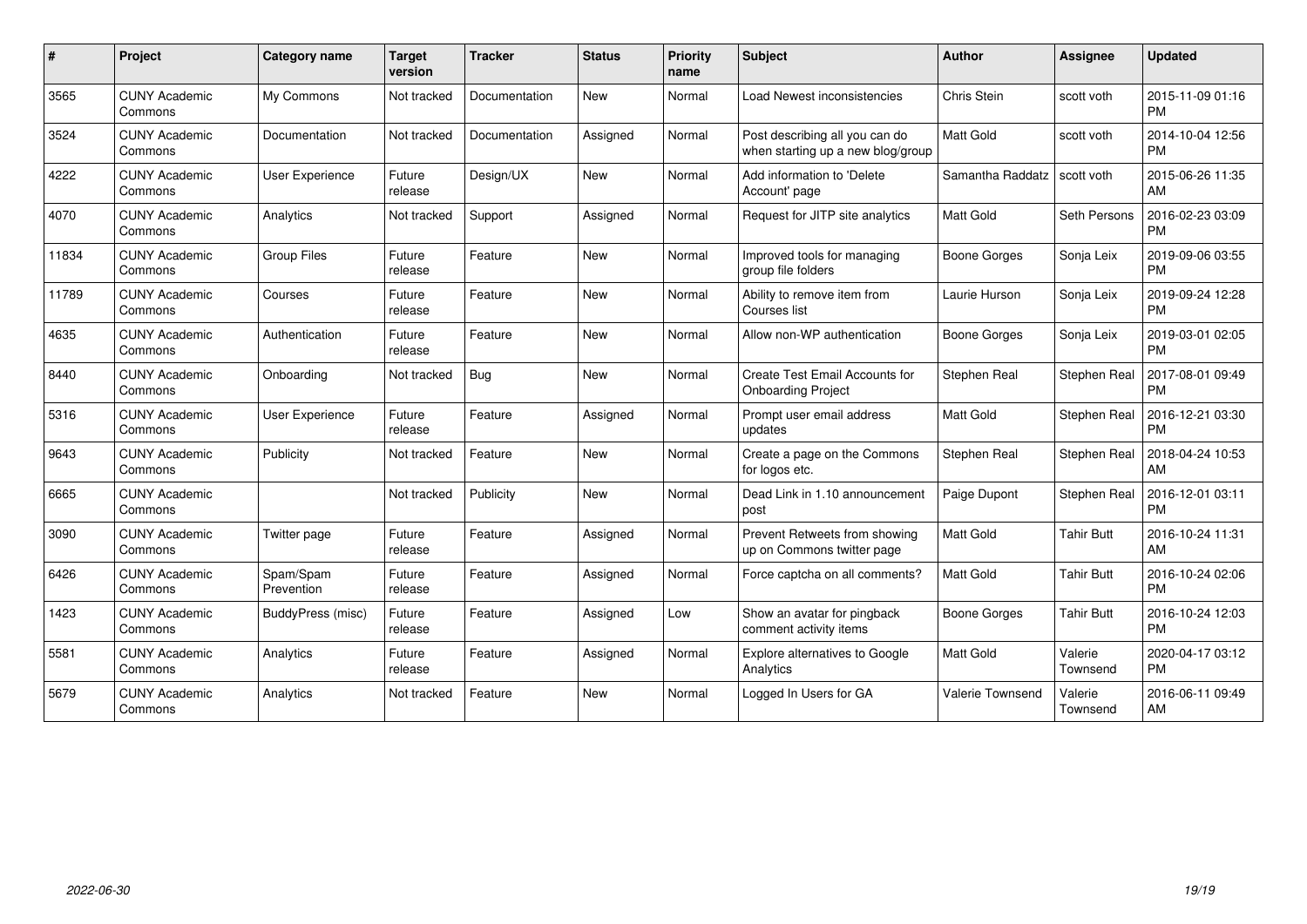| # | Project | Category name | Target version | Tracker | Status | Priority name | Subject | Author | Assignee | Updated |
|---|---|---|---|---|---|---|---|---|---|---|
| 3565 | CUNY Academic Commons | My Commons | Not tracked | Documentation | New | Normal | Load Newest inconsistencies | Chris Stein | scott voth | 2015-11-09 01:16 PM |
| 3524 | CUNY Academic Commons | Documentation | Not tracked | Documentation | Assigned | Normal | Post describing all you can do when starting up a new blog/group | Matt Gold | scott voth | 2014-10-04 12:56 PM |
| 4222 | CUNY Academic Commons | User Experience | Future release | Design/UX | New | Normal | Add information to 'Delete Account' page | Samantha Raddatz | scott voth | 2015-06-26 11:35 AM |
| 4070 | CUNY Academic Commons | Analytics | Not tracked | Support | Assigned | Normal | Request for JITP site analytics | Matt Gold | Seth Persons | 2016-02-23 03:09 PM |
| 11834 | CUNY Academic Commons | Group Files | Future release | Feature | New | Normal | Improved tools for managing group file folders | Boone Gorges | Sonja Leix | 2019-09-06 03:55 PM |
| 11789 | CUNY Academic Commons | Courses | Future release | Feature | New | Normal | Ability to remove item from Courses list | Laurie Hurson | Sonja Leix | 2019-09-24 12:28 PM |
| 4635 | CUNY Academic Commons | Authentication | Future release | Feature | New | Normal | Allow non-WP authentication | Boone Gorges | Sonja Leix | 2019-03-01 02:05 PM |
| 8440 | CUNY Academic Commons | Onboarding | Not tracked | Bug | New | Normal | Create Test Email Accounts for Onboarding Project | Stephen Real | Stephen Real | 2017-08-01 09:49 PM |
| 5316 | CUNY Academic Commons | User Experience | Future release | Feature | Assigned | Normal | Prompt user email address updates | Matt Gold | Stephen Real | 2016-12-21 03:30 PM |
| 9643 | CUNY Academic Commons | Publicity | Not tracked | Feature | New | Normal | Create a page on the Commons for logos etc. | Stephen Real | Stephen Real | 2018-04-24 10:53 AM |
| 6665 | CUNY Academic Commons | | Not tracked | Publicity | New | Normal | Dead Link in 1.10 announcement post | Paige Dupont | Stephen Real | 2016-12-01 03:11 PM |
| 3090 | CUNY Academic Commons | Twitter page | Future release | Feature | Assigned | Normal | Prevent Retweets from showing up on Commons twitter page | Matt Gold | Tahir Butt | 2016-10-24 11:31 AM |
| 6426 | CUNY Academic Commons | Spam/Spam Prevention | Future release | Feature | Assigned | Normal | Force captcha on all comments? | Matt Gold | Tahir Butt | 2016-10-24 02:06 PM |
| 1423 | CUNY Academic Commons | BuddyPress (misc) | Future release | Feature | Assigned | Low | Show an avatar for pingback comment activity items | Boone Gorges | Tahir Butt | 2016-10-24 12:03 PM |
| 5581 | CUNY Academic Commons | Analytics | Future release | Feature | Assigned | Normal | Explore alternatives to Google Analytics | Matt Gold | Valerie Townsend | 2020-04-17 03:12 PM |
| 5679 | CUNY Academic Commons | Analytics | Not tracked | Feature | New | Normal | Logged In Users for GA | Valerie Townsend | Valerie Townsend | 2016-06-11 09:49 AM |